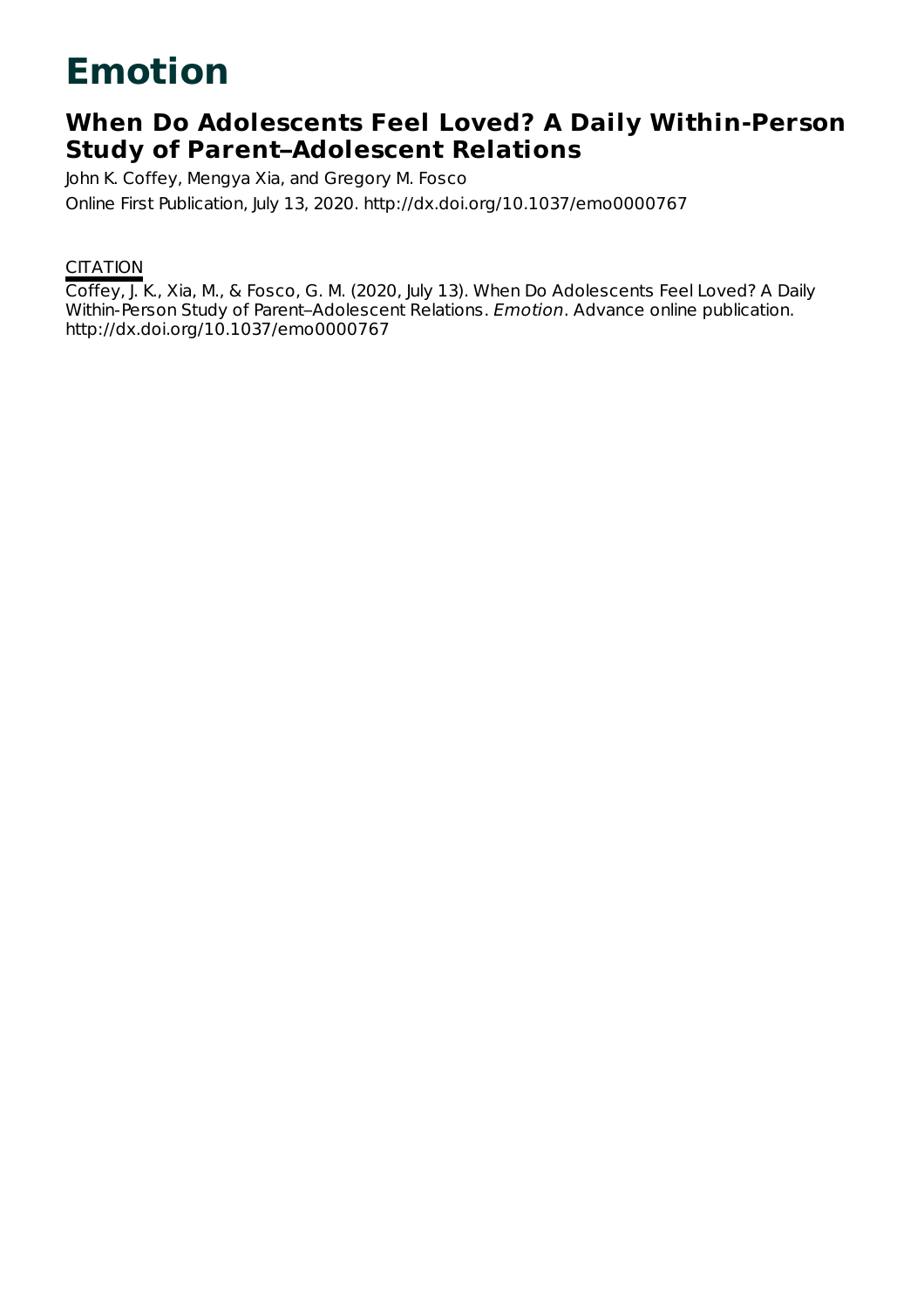# Emotion

## When Do Adolescents Feel Loved? A Daily Within-Person Study of Parent–Adolescent Relations

John K. Coffey, Mengya Xia, and Gregory M. Fosco

Online First Publication, July 13, 2020. http://dx.doi.org/10.1037/emo0000767

CITATION

Coffey, J. K., Xia, M., & Fosco, G. M. (2020, July 13). When Do Adolescents Feel Loved? A Daily Within-Person Study of Parent–Adolescent Relations. *Emotion*. Advance online publication. http://dx.doi.org/10.1037/emo0000767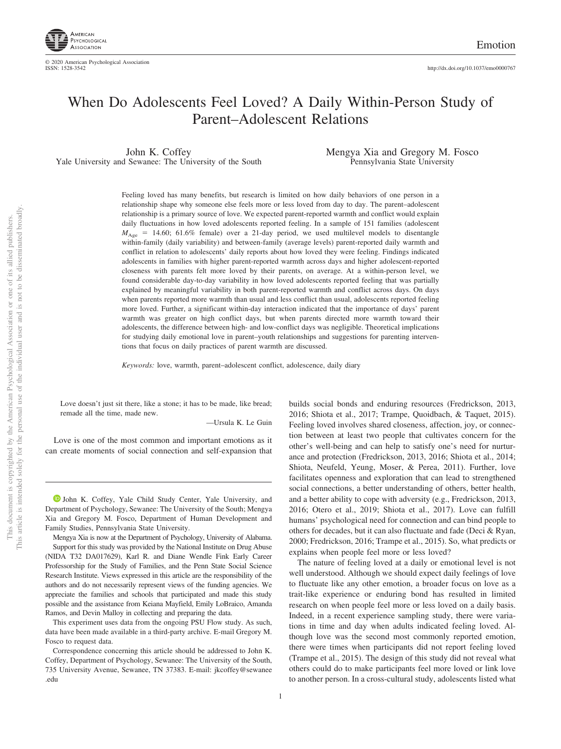# When Do Adolescents Feel Loved? A Daily Within-Person Study of Parent–Adolescent Relations

John K. Coffey
Yale University and Sewanee: The University of the South

Mengya Xia and Gregory M. Fosco
Pennsylvania State University

Feeling loved has many benefits, but research is limited on how daily behaviors of one person in a relationship shape why someone else feels more or less loved from day to day. The parent–adolescent relationship is a primary source of love. We expected parent-reported warmth and conflict would explain daily fluctuations in how loved adolescents reported feeling. In a sample of 151 families (adolescent $M_{Age}$ = 14.60; 61.6% female) over a 21-day period, we used multilevel models to disentangle within-family (daily variability) and between-family (average levels) parent-reported daily warmth and conflict in relation to adolescents' daily reports about how loved they were feeling. Findings indicated adolescents in families with higher parent-reported warmth across days and higher adolescent-reported closeness with parents felt more loved by their parents, on average. At a within-person level, we found considerable day-to-day variability in how loved adolescents reported feeling that was partially explained by meaningful variability in both parent-reported warmth and conflict across days. On days when parents reported more warmth than usual and less conflict than usual, adolescents reported feeling more loved. Further, a significant within-day interaction indicated that the importance of days' parent warmth was greater on high conflict days, but when parents directed more warmth toward their adolescents, the difference between high- and low-conflict days was negligible. Theoretical implications for studying daily emotional love in parent–youth relationships and suggestions for parenting interventions that focus on daily practices of parent warmth are discussed.

*Keywords:* love, warmth, parent–adolescent conflict, adolescence, daily diary

> Love doesn't just sit there, like a stone; it has to be made, like bread; remade all the time, made new.
>
> —Ursula K. Le Guin

Love is one of the most common and important emotions as it can create moments of social connection and self-expansion that builds social bonds and enduring resources (Fredrickson, 2013, 2016; Shiota et al., 2017; Trampe, Quoidbach, & Taquet, 2015). Feeling loved involves shared closeness, affection, joy, or connection between at least two people that cultivates concern for the other's well-being and can help to satisfy one's need for nurturance and protection (Fredrickson, 2013, 2016; Shiota et al., 2014; Shiota, Neufeld, Yeung, Moser, & Perea, 2011). Further, love facilitates openness and exploration that can lead to strengthened social connections, a better understanding of others, better health, and a better ability to cope with adversity (e.g., Fredrickson, 2013, 2016; Otero et al., 2019; Shiota et al., 2017). Love can fulfill humans' psychological need for connection and can bind people to others for decades, but it can also fluctuate and fade (Deci & Ryan, 2000; Fredrickson, 2016; Trampe et al., 2015). So, what predicts or explains when people feel more or less loved?

The nature of feeling loved at a daily or emotional level is not well understood. Although we should expect daily feelings of love to fluctuate like any other emotion, a broader focus on love as a trait-like experience or enduring bond has resulted in limited research on when people feel more or less loved on a daily basis. Indeed, in a recent experience sampling study, there were variations in time and day when adults indicated feeling loved. Although love was the second most commonly reported emotion, there were times when participants did not report feeling loved (Trampe et al., 2015). The design of this study did not reveal what others could do to make participants feel more loved or link love to another person. In a cross-cultural study, adolescents listed what

---

John K. Coffey, Yale Child Study Center, Yale University, and Department of Psychology, Sewanee: The University of the South; Mengya Xia and Gregory M. Fosco, Department of Human Development and Family Studies, Pennsylvania State University.

Mengya Xia is now at the Department of Psychology, University of Alabama.

Support for this study was provided by the National Institute on Drug Abuse (NIDA T32 DA017629), Karl R. and Diane Wendle Fink Early Career Professorship for the Study of Families, and the Penn State Social Science Research Institute. Views expressed in this article are the responsibility of the authors and do not necessarily represent views of the funding agencies. We appreciate the families and schools that participated and made this study possible and the assistance from Keiana Mayfield, Emily LoBraico, Amanda Ramos, and Devin Malloy in collecting and preparing the data.

This experiment uses data from the ongoing PSU Flow study. As such, data have been made available in a third-party archive. E-mail Gregory M. Fosco to request data.

Correspondence concerning this article should be addressed to John K. Coffey, Department of Psychology, Sewanee: The University of the South, 735 University Avenue, Sewanee, TN 37383. E-mail: jkcoffey@sewanee.edu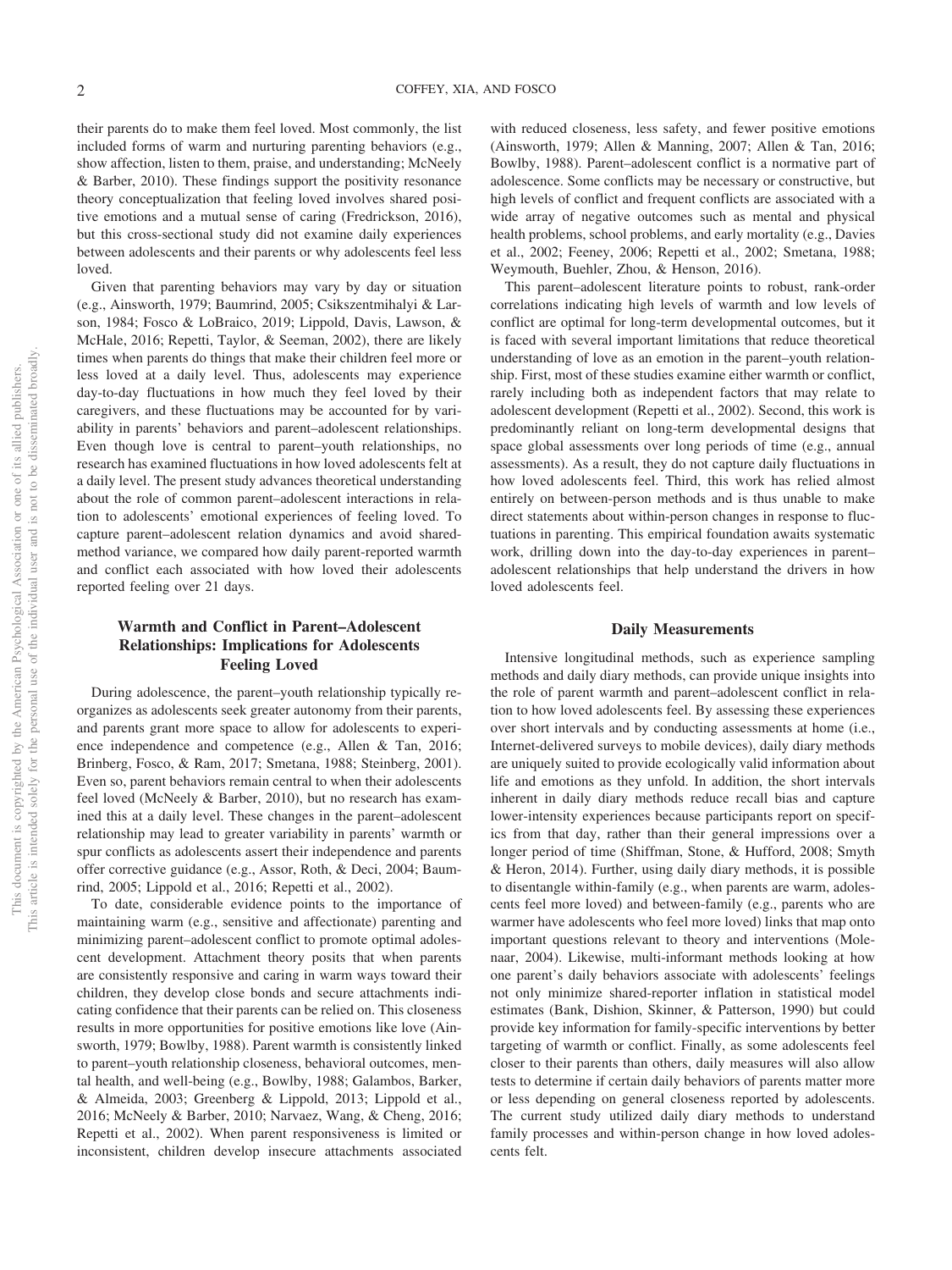their parents do to make them feel loved. Most commonly, the list included forms of warm and nurturing parenting behaviors (e.g., show affection, listen to them, praise, and understanding; McNeely & Barber, 2010). These findings support the positivity resonance theory conceptualization that feeling loved involves shared positive emotions and a mutual sense of caring (Fredrickson, 2016), but this cross-sectional study did not examine daily experiences between adolescents and their parents or why adolescents feel less loved.

Given that parenting behaviors may vary by day or situation (e.g., Ainsworth, 1979; Baumrind, 2005; Csikszentmihalyi & Larson, 1984; Fosco & LoBraico, 2019; Lippold, Davis, Lawson, & McHale, 2016; Repetti, Taylor, & Seeman, 2002), there are likely times when parents do things that make their children feel more or less loved at a daily level. Thus, adolescents may experience day-to-day fluctuations in how much they feel loved by their caregivers, and these fluctuations may be accounted for by variability in parents' behaviors and parent–adolescent relationships. Even though love is central to parent–youth relationships, no research has examined fluctuations in how loved adolescents felt at a daily level. The present study advances theoretical understanding about the role of common parent–adolescent interactions in relation to adolescents' emotional experiences of feeling loved. To capture parent–adolescent relation dynamics and avoid shared-method variance, we compared how daily parent-reported warmth and conflict each associated with how loved their adolescents reported feeling over 21 days.

## Warmth and Conflict in Parent–Adolescent Relationships: Implications for Adolescents Feeling Loved

During adolescence, the parent–youth relationship typically reorganizes as adolescents seek greater autonomy from their parents, and parents grant more space to allow for adolescents to experience independence and competence (e.g., Allen & Tan, 2016; Brinberg, Fosco, & Ram, 2017; Smetana, 1988; Steinberg, 2001). Even so, parent behaviors remain central to when their adolescents feel loved (McNeely & Barber, 2010), but no research has examined this at a daily level. These changes in the parent–adolescent relationship may lead to greater variability in parents' warmth or spur conflicts as adolescents assert their independence and parents offer corrective guidance (e.g., Assor, Roth, & Deci, 2004; Baumrind, 2005; Lippold et al., 2016; Repetti et al., 2002).

To date, considerable evidence points to the importance of maintaining warm (e.g., sensitive and affectionate) parenting and minimizing parent–adolescent conflict to promote optimal adolescent development. Attachment theory posits that when parents are consistently responsive and caring in warm ways toward their children, they develop close bonds and secure attachments indicating confidence that their parents can be relied on. This closeness results in more opportunities for positive emotions like love (Ainsworth, 1979; Bowlby, 1988). Parent warmth is consistently linked to parent–youth relationship closeness, behavioral outcomes, mental health, and well-being (e.g., Bowlby, 1988; Galambos, Barker, & Almeida, 2003; Greenberg & Lippold, 2013; Lippold et al., 2016; McNeely & Barber, 2010; Narvaez, Wang, & Cheng, 2016; Repetti et al., 2002). When parent responsiveness is limited or inconsistent, children develop insecure attachments associated with reduced closeness, less safety, and fewer positive emotions (Ainsworth, 1979; Allen & Manning, 2007; Allen & Tan, 2016; Bowlby, 1988). Parent–adolescent conflict is a normative part of adolescence. Some conflicts may be necessary or constructive, but high levels of conflict and frequent conflicts are associated with a wide array of negative outcomes such as mental and physical health problems, school problems, and early mortality (e.g., Davies et al., 2002; Feeney, 2006; Repetti et al., 2002; Smetana, 1988; Weymouth, Buehler, Zhou, & Henson, 2016).

This parent–adolescent literature points to robust, rank-order correlations indicating high levels of warmth and low levels of conflict are optimal for long-term developmental outcomes, but it is faced with several important limitations that reduce theoretical understanding of love as an emotion in the parent–youth relationship. First, most of these studies examine either warmth or conflict, rarely including both as independent factors that may relate to adolescent development (Repetti et al., 2002). Second, this work is predominantly reliant on long-term developmental designs that space global assessments over long periods of time (e.g., annual assessments). As a result, they do not capture daily fluctuations in how loved adolescents feel. Third, this work has relied almost entirely on between-person methods and is thus unable to make direct statements about within-person changes in response to fluctuations in parenting. This empirical foundation awaits systematic work, drilling down into the day-to-day experiences in parent–adolescent relationships that help understand the drivers in how loved adolescents feel.

## Daily Measurements

Intensive longitudinal methods, such as experience sampling methods and daily diary methods, can provide unique insights into the role of parent warmth and parent–adolescent conflict in relation to how loved adolescents feel. By assessing these experiences over short intervals and by conducting assessments at home (i.e., Internet-delivered surveys to mobile devices), daily diary methods are uniquely suited to provide ecologically valid information about life and emotions as they unfold. In addition, the short intervals inherent in daily diary methods reduce recall bias and capture lower-intensity experiences because participants report on specifics from that day, rather than their general impressions over a longer period of time (Shiffman, Stone, & Hufford, 2008; Smyth & Heron, 2014). Further, using daily diary methods, it is possible to disentangle within-family (e.g., when parents are warm, adolescents feel more loved) and between-family (e.g., parents who are warmer have adolescents who feel more loved) links that map onto important questions relevant to theory and interventions (Molenaar, 2004). Likewise, multi-informant methods looking at how one parent's daily behaviors associate with adolescents' feelings not only minimize shared-reporter inflation in statistical model estimates (Bank, Dishion, Skinner, & Patterson, 1990) but could provide key information for family-specific interventions by better targeting of warmth or conflict. Finally, as some adolescents feel closer to their parents than others, daily measures will also allow tests to determine if certain daily behaviors of parents matter more or less depending on general closeness reported by adolescents. The current study utilized daily diary methods to understand family processes and within-person change in how loved adolescents felt.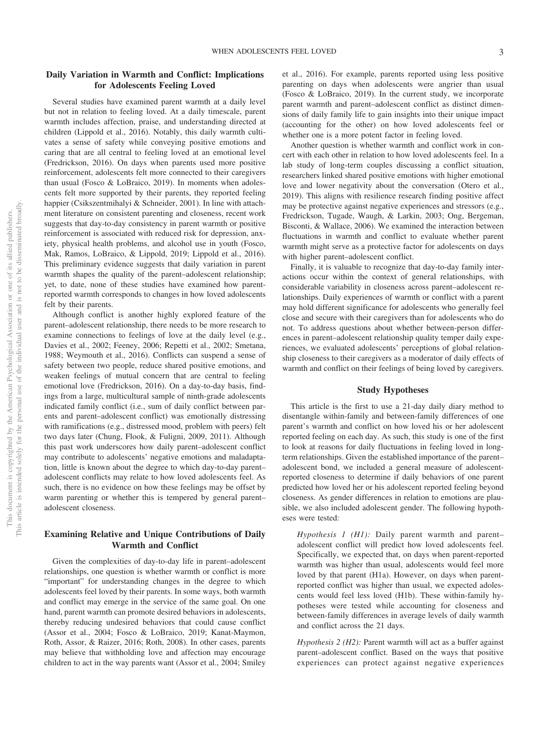## Daily Variation in Warmth and Conflict: Implications for Adolescents Feeling Loved

Several studies have examined parent warmth at a daily level but not in relation to feeling loved. At a daily timescale, parent warmth includes affection, praise, and understanding directed at children (Lippold et al., 2016). Notably, this daily warmth cultivates a sense of safety while conveying positive emotions and caring that are all central to feeling loved at an emotional level (Fredrickson, 2016). On days when parents used more positive reinforcement, adolescents felt more connected to their caregivers than usual (Fosco & LoBraico, 2019). In moments when adolescents felt more supported by their parents, they reported feeling happier (Csikszentmihalyi & Schneider, 2001). In line with attachment literature on consistent parenting and closeness, recent work suggests that day-to-day consistency in parent warmth or positive reinforcement is associated with reduced risk for depression, anxiety, physical health problems, and alcohol use in youth (Fosco, Mak, Ramos, LoBraico, & Lippold, 2019; Lippold et al., 2016). This preliminary evidence suggests that daily variation in parent warmth shapes the quality of the parent–adolescent relationship; yet, to date, none of these studies have examined how parent-reported warmth corresponds to changes in how loved adolescents felt by their parents.

Although conflict is another highly explored feature of the parent–adolescent relationship, there needs to be more research to examine connections to feelings of love at the daily level (e.g., Davies et al., 2002; Feeney, 2006; Repetti et al., 2002; Smetana, 1988; Weymouth et al., 2016). Conflicts can suspend a sense of safety between two people, reduce shared positive emotions, and weaken feelings of mutual concern that are central to feeling emotional love (Fredrickson, 2016). On a day-to-day basis, findings from a large, multicultural sample of ninth-grade adolescents indicated family conflict (i.e., sum of daily conflict between parents and parent–adolescent conflict) was emotionally distressing with ramifications (e.g., distressed mood, problem with peers) felt two days later (Chung, Flook, & Fuligni, 2009, 2011). Although this past work underscores how daily parent–adolescent conflict may contribute to adolescents' negative emotions and maladaptation, little is known about the degree to which day-to-day parent–adolescent conflicts may relate to how loved adolescents feel. As such, there is no evidence on how these feelings may be offset by warm parenting or whether this is tempered by general parent–adolescent closeness.

## Examining Relative and Unique Contributions of Daily Warmth and Conflict

Given the complexities of day-to-day life in parent–adolescent relationships, one question is whether warmth or conflict is more "important" for understanding changes in the degree to which adolescents feel loved by their parents. In some ways, both warmth and conflict may emerge in the service of the same goal. On one hand, parent warmth can promote desired behaviors in adolescents, thereby reducing undesired behaviors that could cause conflict (Assor et al., 2004; Fosco & LoBraico, 2019; Kanat-Maymon, Roth, Assor, & Raizer, 2016; Roth, 2008). In other cases, parents may believe that withholding love and affection may encourage children to act in the way parents want (Assor et al., 2004; Smiley et al., 2016). For example, parents reported using less positive parenting on days when adolescents were angrier than usual (Fosco & LoBraico, 2019). In the current study, we incorporate parent warmth and parent–adolescent conflict as distinct dimensions of daily family life to gain insights into their unique impact (accounting for the other) on how loved adolescents feel or whether one is a more potent factor in feeling loved.

Another question is whether warmth and conflict work in concert with each other in relation to how loved adolescents feel. In a lab study of long-term couples discussing a conflict situation, researchers linked shared positive emotions with higher emotional love and lower negativity about the conversation (Otero et al., 2019). This aligns with resilience research finding positive affect may be protective against negative experiences and stressors (e.g., Fredrickson, Tugade, Waugh, & Larkin, 2003; Ong, Bergeman, Bisconti, & Wallace, 2006). We examined the interaction between fluctuations in warmth and conflict to evaluate whether parent warmth might serve as a protective factor for adolescents on days with higher parent–adolescent conflict.

Finally, it is valuable to recognize that day-to-day family interactions occur within the context of general relationships, with considerable variability in closeness across parent–adolescent relationships. Daily experiences of warmth or conflict with a parent may hold different significance for adolescents who generally feel close and secure with their caregivers than for adolescents who do not. To address questions about whether between-person differences in parent–adolescent relationship quality temper daily experiences, we evaluated adolescents' perceptions of global relationship closeness to their caregivers as a moderator of daily effects of warmth and conflict on their feelings of being loved by caregivers.

## Study Hypotheses

This article is the first to use a 21-day daily diary method to disentangle within-family and between-family differences of one parent's warmth and conflict on how loved his or her adolescent reported feeling on each day. As such, this study is one of the first to look at reasons for daily fluctuations in feeling loved in long-term relationships. Given the established importance of the parent–adolescent bond, we included a general measure of adolescent-reported closeness to determine if daily behaviors of one parent predicted how loved her or his adolescent reported feeling beyond closeness. As gender differences in relation to emotions are plausible, we also included adolescent gender. The following hypotheses were tested:

> *Hypothesis 1 (H1):* Daily parent warmth and parent–adolescent conflict will predict how loved adolescents feel. Specifically, we expected that, on days when parent-reported warmth was higher than usual, adolescents would feel more loved by that parent (H1a). However, on days when parent-reported conflict was higher than usual, we expected adolescents would feel less loved (H1b). These within-family hypotheses were tested while accounting for closeness and between-family differences in average levels of daily warmth and conflict across the 21 days.
>
> *Hypothesis 2 (H2):* Parent warmth will act as a buffer against parent–adolescent conflict. Based on the ways that positive experiences can protect against negative experiences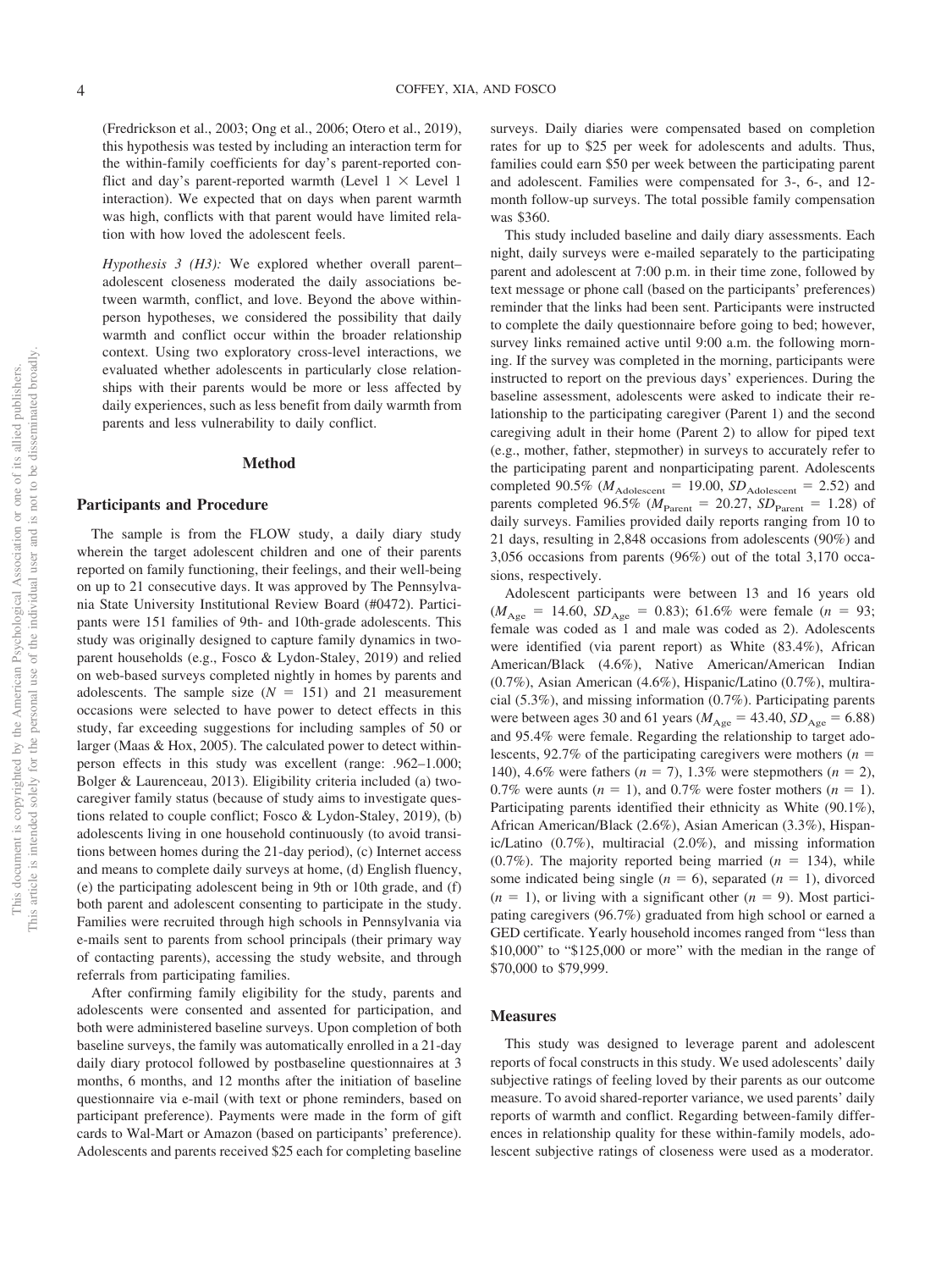(Fredrickson et al., 2003; Ong et al., 2006; Otero et al., 2019), this hypothesis was tested by including an interaction term for the within-family coefficients for day's parent-reported conflict and day's parent-reported warmth (Level 1 × Level 1 interaction). We expected that on days when parent warmth was high, conflicts with that parent would have limited relation with how loved the adolescent feels.

*Hypothesis 3 (H3):* We explored whether overall parent–adolescent closeness moderated the daily associations between warmth, conflict, and love. Beyond the above within-person hypotheses, we considered the possibility that daily warmth and conflict occur within the broader relationship context. Using two exploratory cross-level interactions, we evaluated whether adolescents in particularly close relationships with their parents would be more or less affected by daily experiences, such as less benefit from daily warmth from parents and less vulnerability to daily conflict.

## Method

### Participants and Procedure

The sample is from the FLOW study, a daily diary study wherein the target adolescent children and one of their parents reported on family functioning, their feelings, and their well-being on up to 21 consecutive days. It was approved by The Pennsylvania State University Institutional Review Board (#0472). Participants were 151 families of 9th- and 10th-grade adolescents. This study was originally designed to capture family dynamics in two-parent households (e.g., Fosco & Lydon-Staley, 2019) and relied on web-based surveys completed nightly in homes by parents and adolescents. The sample size ($N = 151$) and 21 measurement occasions were selected to have power to detect effects in this study, far exceeding suggestions for including samples of 50 or larger (Maas & Hox, 2005). The calculated power to detect within-person effects in this study was excellent (range: .962–1.000; Bolger & Laurenceau, 2013). Eligibility criteria included (a) two-caregiver family status (because of study aims to investigate questions related to couple conflict; Fosco & Lydon-Staley, 2019), (b) adolescents living in one household continuously (to avoid transitions between homes during the 21-day period), (c) Internet access and means to complete daily surveys at home, (d) English fluency, (e) the participating adolescent being in 9th or 10th grade, and (f) both parent and adolescent consenting to participate in the study. Families were recruited through high schools in Pennsylvania via e-mails sent to parents from school principals (their primary way of contacting parents), accessing the study website, and through referrals from participating families.

After confirming family eligibility for the study, parents and adolescents were consented and assented for participation, and both were administered baseline surveys. Upon completion of both baseline surveys, the family was automatically enrolled in a 21-day daily diary protocol followed by postbaseline questionnaires at 3 months, 6 months, and 12 months after the initiation of baseline questionnaire via e-mail (with text or phone reminders, based on participant preference). Payments were made in the form of gift cards to Wal-Mart or Amazon (based on participants' preference). Adolescents and parents received $25 each for completing baseline surveys. Daily diaries were compensated based on completion rates for up to $25 per week for adolescents and adults. Thus, families could earn $50 per week between the participating parent and adolescent. Families were compensated for 3-, 6-, and 12-month follow-up surveys. The total possible family compensation was $360.

This study included baseline and daily diary assessments. Each night, daily surveys were e-mailed separately to the participating parent and adolescent at 7:00 p.m. in their time zone, followed by text message or phone call (based on the participants' preferences) reminder that the links had been sent. Participants were instructed to complete the daily questionnaire before going to bed; however, survey links remained active until 9:00 a.m. the following morning. If the survey was completed in the morning, participants were instructed to report on the previous days' experiences. During the baseline assessment, adolescents were asked to indicate their relationship to the participating caregiver (Parent 1) and the second caregiving adult in their home (Parent 2) to allow for piped text (e.g., mother, father, stepmother) in surveys to accurately refer to the participating parent and nonparticipating parent. Adolescents completed 90.5% ($M_{\text{Adolescent}} = 19.00$, $SD_{\text{Adolescent}} = 2.52$) and parents completed 96.5% ($M_{\text{Parent}} = 20.27$, $SD_{\text{Parent}} = 1.28$) of daily surveys. Families provided daily reports ranging from 10 to 21 days, resulting in 2,848 occasions from adolescents (90%) and 3,056 occasions from parents (96%) out of the total 3,170 occasions, respectively.

Adolescent participants were between 13 and 16 years old ($M_{\text{Age}} = 14.60$, $SD_{\text{Age}} = 0.83$); 61.6% were female ($n = 93$; female was coded as 1 and male was coded as 2). Adolescents were identified (via parent report) as White (83.4%), African American/Black (4.6%), Native American/American Indian (0.7%), Asian American (4.6%), Hispanic/Latino (0.7%), multiracial (5.3%), and missing information (0.7%). Participating parents were between ages 30 and 61 years ($M_{\text{Age}} = 43.40$, $SD_{\text{Age}} = 6.88$) and 95.4% were female. Regarding the relationship to target adolescents, 92.7% of the participating caregivers were mothers ($n = 140$), 4.6% were fathers ($n = 7$), 1.3% were stepmothers ($n = 2$), 0.7% were aunts ($n = 1$), and 0.7% were foster mothers ($n = 1$). Participating parents identified their ethnicity as White (90.1%), African American/Black (2.6%), Asian American (3.3%), Hispanic/Latino (0.7%), multiracial (2.0%), and missing information (0.7%). The majority reported being married ($n = 134$), while some indicated being single ($n = 6$), separated ($n = 1$), divorced ($n = 1$), or living with a significant other ($n = 9$). Most participating caregivers (96.7%) graduated from high school or earned a GED certificate. Yearly household incomes ranged from "less than $10,000" to "$125,000 or more" with the median in the range of $70,000 to $79,999.

### Measures

This study was designed to leverage parent and adolescent reports of focal constructs in this study. We used adolescents' daily subjective ratings of feeling loved by their parents as our outcome measure. To avoid shared-reporter variance, we used parents' daily reports of warmth and conflict. Regarding between-family differences in relationship quality for these within-family models, adolescent subjective ratings of closeness were used as a moderator.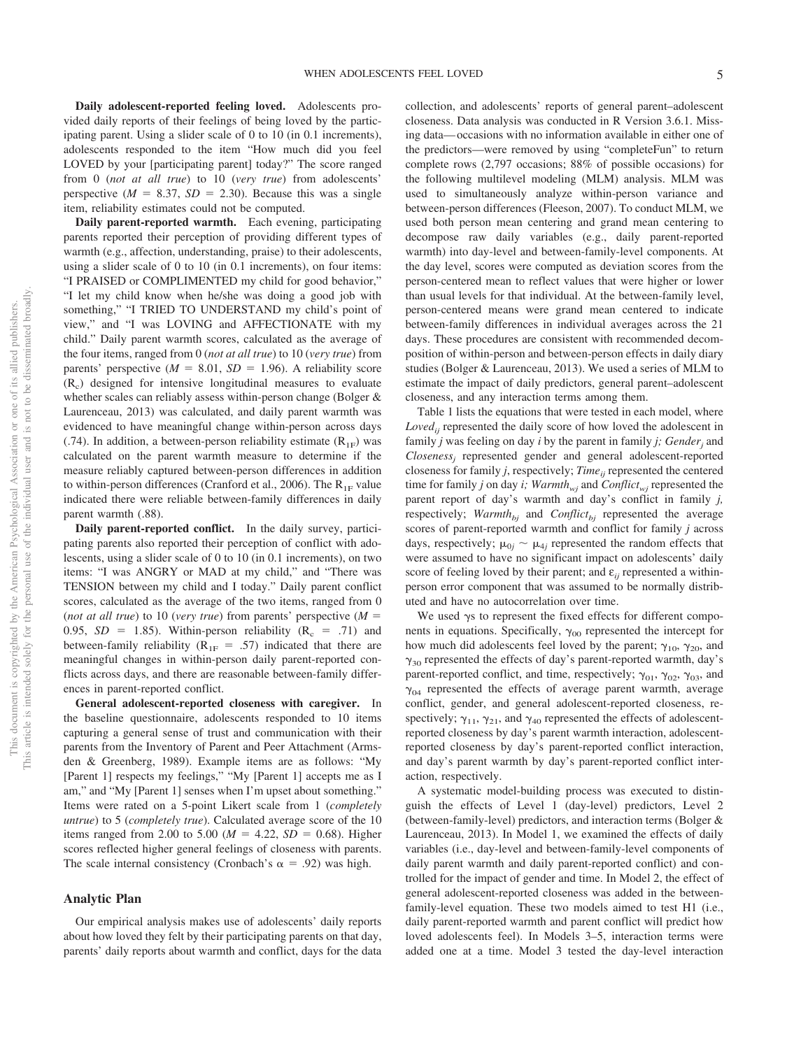**Daily adolescent-reported feeling loved.** Adolescents provided daily reports of their feelings of being loved by the participating parent. Using a slider scale of 0 to 10 (in 0.1 increments), adolescents responded to the item "How much did you feel LOVED by your [participating parent] today?" The score ranged from 0 (*not at all true*) to 10 (*very true*) from adolescents' perspective ($M$ = 8.37, $SD$ = 2.30). Because this was a single item, reliability estimates could not be computed.

**Daily parent-reported warmth.** Each evening, participating parents reported their perception of providing different types of warmth (e.g., affection, understanding, praise) to their adolescents, using a slider scale of 0 to 10 (in 0.1 increments), on four items: "I PRAISED or COMPLIMENTED my child for good behavior," "I let my child know when he/she was doing a good job with something," "I TRIED TO UNDERSTAND my child's point of view," and "I was LOVING and AFFECTIONATE with my child." Daily parent warmth scores, calculated as the average of the four items, ranged from 0 (*not at all true*) to 10 (*very true*) from parents' perspective ($M$ = 8.01, $SD$ = 1.96). A reliability score ($R_c$) designed for intensive longitudinal measures to evaluate whether scales can reliably assess within-person change (Bolger & Laurenceau, 2013) was calculated, and daily parent warmth was evidenced to have meaningful change within-person across days (.74). In addition, a between-person reliability estimate ($R_{1F}$) was calculated on the parent warmth measure to determine if the measure reliably captured between-person differences in addition to within-person differences (Cranford et al., 2006). The $R_{1F}$ value indicated there were reliable between-family differences in daily parent warmth (.88).

**Daily parent-reported conflict.** In the daily survey, participating parents also reported their perception of conflict with adolescents, using a slider scale of 0 to 10 (in 0.1 increments), on two items: "I was ANGRY or MAD at my child," and "There was TENSION between my child and I today." Daily parent conflict scores, calculated as the average of the two items, ranged from 0 (*not at all true*) to 10 (*very true*) from parents' perspective ($M$ = 0.95, $SD$ = 1.85). Within-person reliability ($R_c$ = .71) and between-family reliability ($R_{1F}$ = .57) indicated that there are meaningful changes in within-person daily parent-reported conflicts across days, and there are reasonable between-family differences in parent-reported conflict.

**General adolescent-reported closeness with caregiver.** In the baseline questionnaire, adolescents responded to 10 items capturing a general sense of trust and communication with their parents from the Inventory of Parent and Peer Attachment (Armsden & Greenberg, 1989). Example items are as follows: "My [Parent 1] respects my feelings," "My [Parent 1] accepts me as I am," and "My [Parent 1] senses when I'm upset about something." Items were rated on a 5-point Likert scale from 1 (*completely untrue*) to 5 (*completely true*). Calculated average score of the 10 items ranged from 2.00 to 5.00 ($M$ = 4.22, $SD$ = 0.68). Higher scores reflected higher general feelings of closeness with parents. The scale internal consistency (Cronbach's $\alpha$ = .92) was high.

## Analytic Plan

Our empirical analysis makes use of adolescents' daily reports about how loved they felt by their participating parents on that day, parents' daily reports about warmth and conflict, days for the data collection, and adolescents' reports of general parent–adolescent closeness. Data analysis was conducted in R Version 3.6.1. Missing data—occasions with no information available in either one of the predictors—were removed by using "completeFun" to return complete rows (2,797 occasions; 88% of possible occasions) for the following multilevel modeling (MLM) analysis. MLM was used to simultaneously analyze within-person variance and between-person differences (Fleeson, 2007). To conduct MLM, we used both person mean centering and grand mean centering to decompose raw daily variables (e.g., daily parent-reported warmth) into day-level and between-family-level components. At the day level, scores were computed as deviation scores from the person-centered mean to reflect values that were higher or lower than usual levels for that individual. At the between-family level, person-centered means were grand mean centered to indicate between-family differences in individual averages across the 21 days. These procedures are consistent with recommended decomposition of within-person and between-person effects in daily diary studies (Bolger & Laurenceau, 2013). We used a series of MLM to estimate the impact of daily predictors, general parent–adolescent closeness, and any interaction terms among them.

Table 1 lists the equations that were tested in each model, where $Loved_{ij}$ represented the daily score of how loved the adolescent in family $j$ was feeling on day $i$ by the parent in family $j$; $Gender_j$ and $Closeness_j$ represented gender and general adolescent-reported closeness for family $j$, respectively; $Time_{ij}$ represented the centered time for family $j$ on day $i$; $Warmth_{wj}$ and $Conflict_{wj}$ represented the parent report of day's warmth and day's conflict in family $j$, respectively; $Warmth_{bj}$ and $Conflict_{bj}$ represented the average scores of parent-reported warmth and conflict for family $j$ across days, respectively; $\mu_{0j} \sim \mu_{4j}$ represented the random effects that were assumed to have no significant impact on adolescents' daily score of feeling loved by their parent; and $\varepsilon_{ij}$ represented a within-person error component that was assumed to be normally distributed and have no autocorrelation over time.

We used $\gamma$s to represent the fixed effects for different components in equations. Specifically, $\gamma_{00}$ represented the intercept for how much did adolescents feel loved by the parent; $\gamma_{10}$, $\gamma_{20}$, and $\gamma_{30}$ represented the effects of day's parent-reported warmth, day's parent-reported conflict, and time, respectively; $\gamma_{01}$, $\gamma_{02}$, $\gamma_{03}$, and $\gamma_{04}$ represented the effects of average parent warmth, average conflict, gender, and general adolescent-reported closeness, respectively; $\gamma_{11}$, $\gamma_{21}$, and $\gamma_{40}$ represented the effects of adolescent-reported closeness by day's parent warmth interaction, adolescent-reported closeness by day's parent-reported conflict interaction, and day's parent warmth by day's parent-reported conflict interaction, respectively.

A systematic model-building process was executed to distinguish the effects of Level 1 (day-level) predictors, Level 2 (between-family-level) predictors, and interaction terms (Bolger & Laurenceau, 2013). In Model 1, we examined the effects of daily variables (i.e., day-level and between-family-level components of daily parent warmth and daily parent-reported conflict) and controlled for the impact of gender and time. In Model 2, the effect of general adolescent-reported closeness was added in the between-family-level equation. These two models aimed to test H1 (i.e., daily parent-reported warmth and parent conflict will predict how loved adolescents feel). In Models 3–5, interaction terms were added one at a time. Model 3 tested the day-level interaction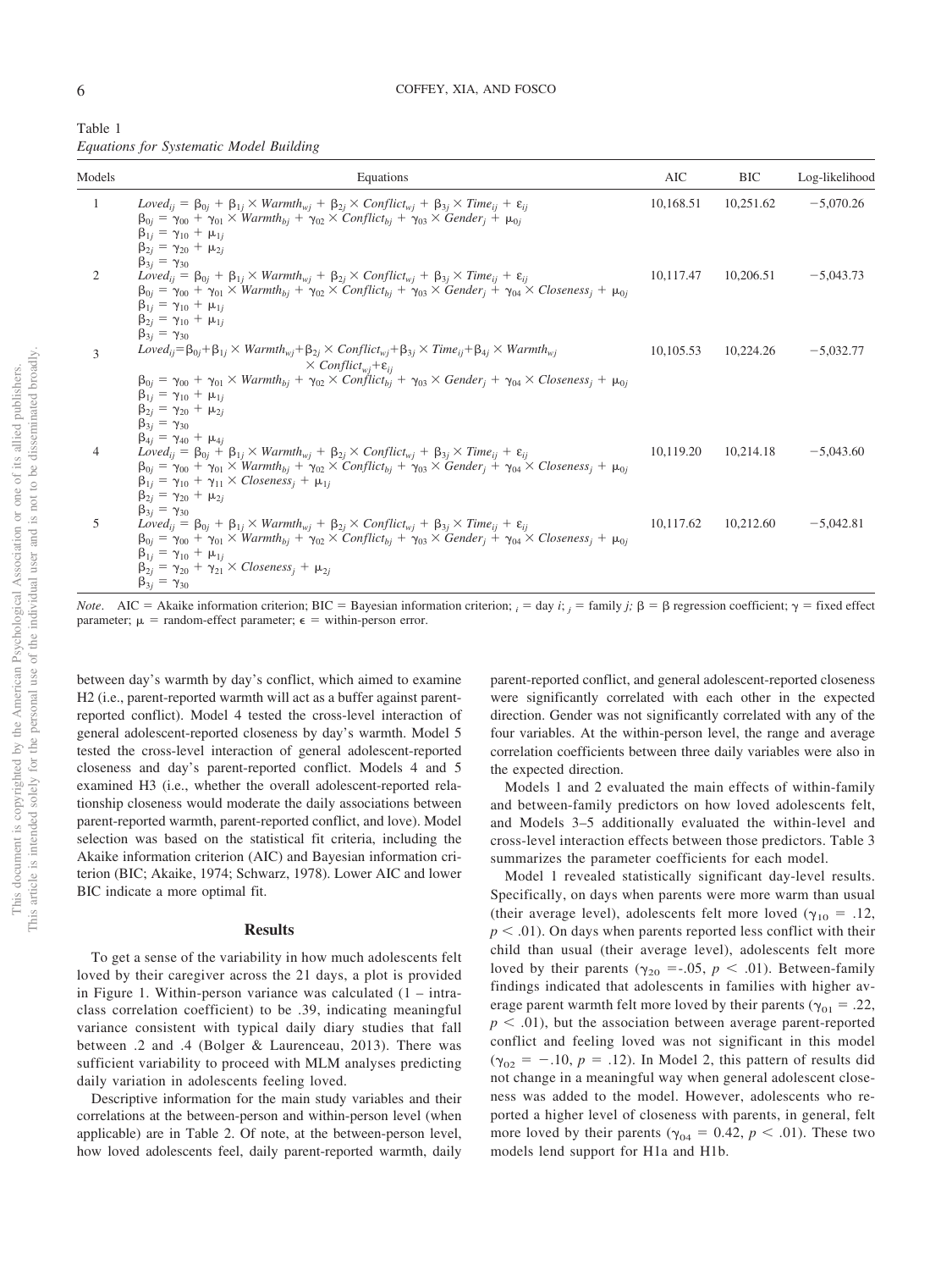Table 1
*Equations for Systematic Model Building*

| Models | Equations | AIC | BIC | Log-likelihood |
|---|---|---|---|---|
| 1 | $Loved_{ij} = \beta_{0j} + \beta_{1j} \times Warmth_{wj} + \beta_{2j} \times Conflict_{wj} + \beta_{3j} \times Time_{ij} + \varepsilon_{ij}$ <br> $\beta_{0j} = \gamma_{00} + \gamma_{01} \times Warmth_{bj} + \gamma_{02} \times Conflict_{bj} + \gamma_{03} \times Gender_{j} + \mu_{0j}$ <br> $\beta_{1j} = \gamma_{10} + \mu_{1j}$ <br> $\beta_{2j} = \gamma_{20} + \mu_{2j}$ <br> $\beta_{3j} = \gamma_{30}$ | 10,168.51 | 10,251.62 | −5,070.26 |
| 2 | $Loved_{ij} = \beta_{0j} + \beta_{1j} \times Warmth_{wj} + \beta_{2j} \times Conflict_{wj} + \beta_{3j} \times Time_{ij} + \varepsilon_{ij}$ <br> $\beta_{0j} = \gamma_{00} + \gamma_{01} \times Warmth_{bj} + \gamma_{02} \times Conflict_{bj} + \gamma_{03} \times Gender_{j} + \gamma_{04} \times Closeness_{j} + \mu_{0j}$ <br> $\beta_{1j} = \gamma_{10} + \mu_{1j}$ <br> $\beta_{2j} = \gamma_{10} + \mu_{1j}$ <br> $\beta_{3j} = \gamma_{30}$ | 10,117.47 | 10,206.51 | −5,043.73 |
| 3 | $Loved_{ij}=\beta_{0j}+\beta_{1j} \times Warmth_{wj}+\beta_{2j} \times Conflict_{wj}+\beta_{3j} \times Time_{ij}+\beta_{4j} \times Warmth_{wj} \times Conflict_{wj}+\varepsilon_{ij}$ <br> $\beta_{0j} = \gamma_{00} + \gamma_{01} \times Warmth_{bj} + \gamma_{02} \times Conflict_{bj} + \gamma_{03} \times Gender_{j} + \gamma_{04} \times Closeness_{j} + \mu_{0j}$ <br> $\beta_{1j} = \gamma_{10} + \mu_{1j}$ <br> $\beta_{2j} = \gamma_{20} + \mu_{2j}$ <br> $\beta_{3j} = \gamma_{30}$ <br> $\beta_{4j} = \gamma_{40} + \mu_{4j}$ | 10,105.53 | 10,224.26 | −5,032.77 |
| 4 | $Loved_{ij} = \beta_{0j} + \beta_{1j} \times Warmth_{wj} + \beta_{2j} \times Conflict_{wj} + \beta_{3j} \times Time_{ij} + \varepsilon_{ij}$ <br> $\beta_{0j} = \gamma_{00} + \gamma_{01} \times Warmth_{bj} + \gamma_{02} \times Conflict_{bj} + \gamma_{03} \times Gender_{j} + \gamma_{04} \times Closeness_{j} + \mu_{0j}$ <br> $\beta_{1j} = \gamma_{10} + \gamma_{11} \times Closeness_{j} + \mu_{1j}$ <br> $\beta_{2j} = \gamma_{20} + \mu_{2j}$ <br> $\beta_{3j} = \gamma_{30}$ | 10,119.20 | 10,214.18 | −5,043.60 |
| 5 | $Loved_{ij} = \beta_{0j} + \beta_{1j} \times Warmth_{wj} + \beta_{2j} \times Conflict_{wj} + \beta_{3j} \times Time_{ij} + \varepsilon_{ij}$ <br> $\beta_{0j} = \gamma_{00} + \gamma_{01} \times Warmth_{bj} + \gamma_{02} \times Conflict_{bj} + \gamma_{03} \times Gender_{j} + \gamma_{04} \times Closeness_{j} + \mu_{0j}$ <br> $\beta_{1j} = \gamma_{10} + \mu_{1j}$ <br> $\beta_{2j} = \gamma_{20} + \gamma_{21} \times Closeness_{j} + \mu_{2j}$ <br> $\beta_{3j} = \gamma_{30}$ | 10,117.62 | 10,212.60 | −5,042.81 |

*Note.* AIC = Akaike information criterion; BIC = Bayesian information criterion; $_i$ = day $i$; $_j$ = family $j$; $\beta$ = $\beta$ regression coefficient; $\gamma$ = fixed effect parameter; $\mu$ = random-effect parameter; $\epsilon$ = within-person error.

between day's warmth by day's conflict, which aimed to examine H2 (i.e., parent-reported warmth will act as a buffer against parent-reported conflict). Model 4 tested the cross-level interaction of general adolescent-reported closeness by day's warmth. Model 5 tested the cross-level interaction of general adolescent-reported closeness and day's parent-reported conflict. Models 4 and 5 examined H3 (i.e., whether the overall adolescent-reported relationship closeness would moderate the daily associations between parent-reported warmth, parent-reported conflict, and love). Model selection was based on the statistical fit criteria, including the Akaike information criterion (AIC) and Bayesian information criterion (BIC; Akaike, 1974; Schwarz, 1978). Lower AIC and lower BIC indicate a more optimal fit.

## Results

To get a sense of the variability in how much adolescents felt loved by their caregiver across the 21 days, a plot is provided in Figure 1. Within-person variance was calculated (1 – intraclass correlation coefficient) to be .39, indicating meaningful variance consistent with typical daily diary studies that fall between .2 and .4 (Bolger & Laurenceau, 2013). There was sufficient variability to proceed with MLM analyses predicting daily variation in adolescents feeling loved.

Descriptive information for the main study variables and their correlations at the between-person and within-person level (when applicable) are in Table 2. Of note, at the between-person level, how loved adolescents feel, daily parent-reported warmth, daily parent-reported conflict, and general adolescent-reported closeness were significantly correlated with each other in the expected direction. Gender was not significantly correlated with any of the four variables. At the within-person level, the range and average correlation coefficients between three daily variables were also in the expected direction.

Models 1 and 2 evaluated the main effects of within-family and between-family predictors on how loved adolescents felt, and Models 3–5 additionally evaluated the within-level and cross-level interaction effects between those predictors. Table 3 summarizes the parameter coefficients for each model.

Model 1 revealed statistically significant day-level results. Specifically, on days when parents were more warm than usual (their average level), adolescents felt more loved ($\gamma_{10}$ = .12, $p < .01$). On days when parents reported less conflict with their child than usual (their average level), adolescents felt more loved by their parents ($\gamma_{20}$ =-.05, $p < .01$). Between-family findings indicated that adolescents in families with higher average parent warmth felt more loved by their parents ($\gamma_{01}$ = .22, $p < .01$), but the association between average parent-reported conflict and feeling loved was not significant in this model ($\gamma_{02} = -.10$, $p = .12$). In Model 2, this pattern of results did not change in a meaningful way when general adolescent closeness was added to the model. However, adolescents who reported a higher level of closeness with parents, in general, felt more loved by their parents ($\gamma_{04}$ = 0.42, $p < .01$). These two models lend support for H1a and H1b.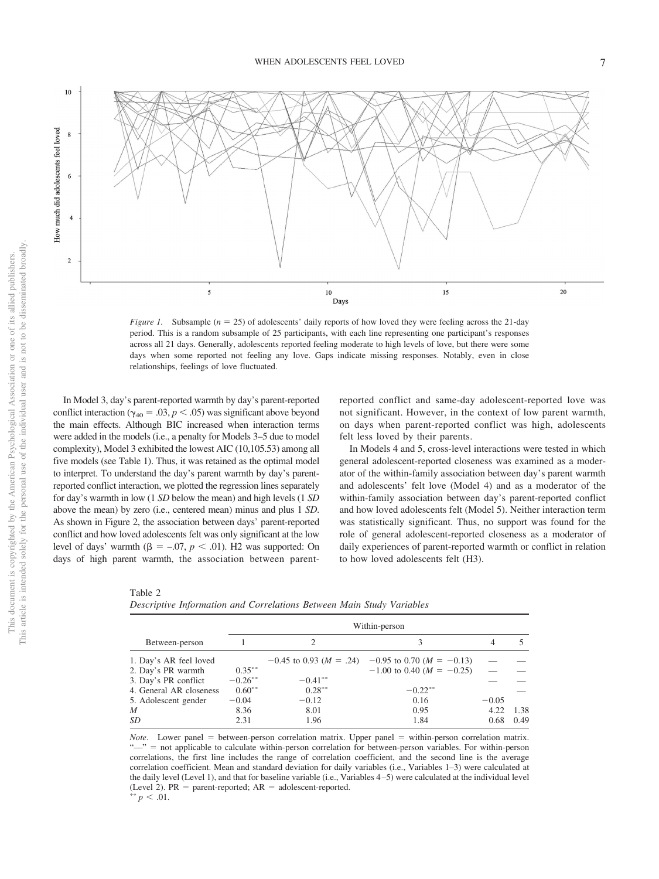*Figure 1.* Subsample ($n$ = 25) of adolescents' daily reports of how loved they were feeling across the 21-day period. This is a random subsample of 25 participants, with each line representing one participant's responses across all 21 days. Generally, adolescents reported feeling moderate to high levels of love, but there were some days when some reported not feeling any love. Gaps indicate missing responses. Notably, even in close relationships, feelings of love fluctuated.

In Model 3, day's parent-reported warmth by day's parent-reported conflict interaction ($\gamma_{40}$ = .03, $p < .05$) was significant above beyond the main effects. Although BIC increased when interaction terms were added in the models (i.e., a penalty for Models 3–5 due to model complexity), Model 3 exhibited the lowest AIC (10,105.53) among all five models (see Table 1). Thus, it was retained as the optimal model to interpret. To understand the day's parent warmth by day's parent-reported conflict interaction, we plotted the regression lines separately for day's warmth in low (1 *SD* below the mean) and high levels (1 *SD* above the mean) by zero (i.e., centered mean) minus and plus 1 *SD*. As shown in Figure 2, the association between days' parent-reported conflict and how loved adolescents felt was only significant at the low level of days' warmth ($\beta$ = –.07, $p < .01$). H2 was supported: On days of high parent warmth, the association between parent-reported conflict and same-day adolescent-reported love was not significant. However, in the context of low parent warmth, on days when parent-reported conflict was high, adolescents felt less loved by their parents.

In Models 4 and 5, cross-level interactions were tested in which general adolescent-reported closeness was examined as a moderator of the within-family association between day's parent warmth and adolescents' felt love (Model 4) and as a moderator of the within-family association between day's parent-reported conflict and how loved adolescents felt (Model 5). Neither interaction term was statistically significant. Thus, no support was found for the role of general adolescent-reported closeness as a moderator of daily experiences of parent-reported warmth or conflict in relation to how loved adolescents felt (H3).

Table 2
*Descriptive Information and Correlations Between Main Study Variables*

| Between-person | Within-person | | | | |
|---|---|---|---|---|---|
| | 1 | 2 | 3 | 4 | 5 |
| 1. Day's AR feel loved | | −0.45 to 0.93 ($M$ = .24) | −0.95 to 0.70 ($M$ = −0.13) | — | — |
| 2. Day's PR warmth | 0.35** | | −1.00 to 0.40 ($M$ = −0.25) | — | — |
| 3. Day's PR conflict | −0.26** | −0.41** | | — | — |
| 4. General AR closeness | 0.60** | 0.28** | −0.22** | | — |
| 5. Adolescent gender | −0.04 | −0.12 | 0.16 | −0.05 | |
| $M$ | 8.36 | 8.01 | 0.95 | 4.22 | 1.38 |
| $SD$ | 2.31 | 1.96 | 1.84 | 0.68 | 0.49 |

*Note*. Lower panel = between-person correlation matrix. Upper panel = within-person correlation matrix. "—" = not applicable to calculate within-person correlation for between-person variables. For within-person correlations, the first line includes the range of correlation coefficient, and the second line is the average correlation coefficient. Mean and standard deviation for daily variables (i.e., Variables 1–3) were calculated at the daily level (Level 1), and that for baseline variable (i.e., Variables 4–5) were calculated at the individual level (Level 2). PR = parent-reported; AR = adolescent-reported.
** $p < .01$.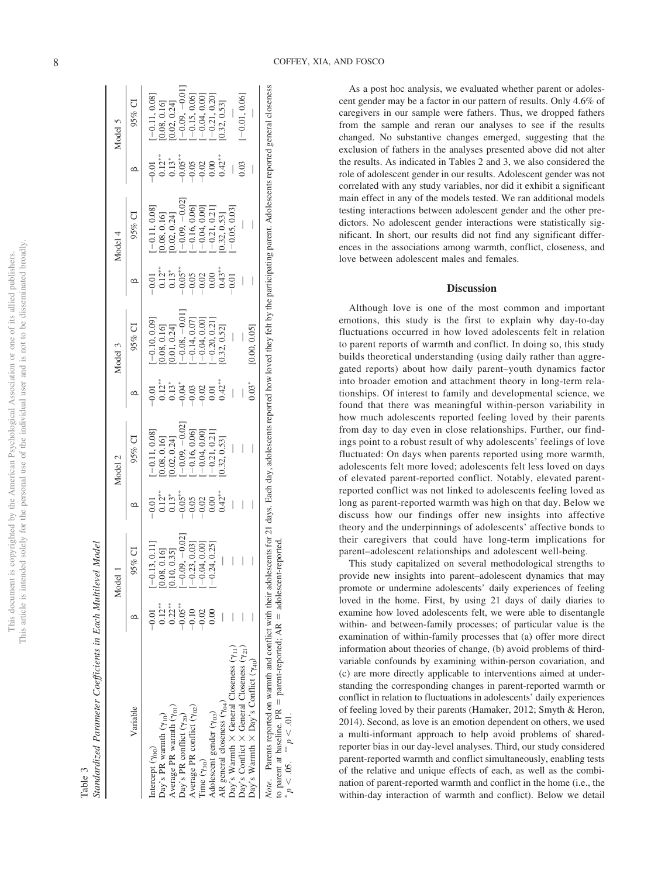Table 3
*Standardized Parameter Coefficients in Each Multilevel Model*

| Variable | Model 1 | | Model 2 | | Model 3 | | Model 4 | | Model 5 | |
|---|---|---|---|---|---|---|---|---|---|---|
| | β | 95% CI | β | 95% CI | β | 95% CI | β | 95% CI | β | 95% CI |
| Intercept ($\gamma_{00}$) | −0.01 | [−0.13, 0.11] | −0.01 | [−0.11, 0.08] | −0.01 | [−0.10, 0.09] | −0.01 | [−0.11, 0.08] | −0.01 | [−0.11, 0.08] |
| Day's PR warmth ($\gamma_{10}$) | 0.12** | [0.08, 0.16] | 0.12** | [0.08, 0.16] | 0.12** | [0.08, 0.16] | 0.12** | [0.08, 0.16] | 0.12** | [0.08, 0.16] |
| Average PR warmth ($\gamma_{01}$) | 0.22** | [0.10, 0.35] | 0.13* | [0.02, 0.24] | 0.13* | [0.01, 0.24] | 0.13* | [0.02, 0.24] | 0.13* | [0.02, 0.24] |
| Day's PR conflict ($\gamma_{20}$) | −0.05** | [−0.09, −0.02] | −0.05** | [−0.09, −0.02] | −0.04* | [−0.08, −0.01] | −0.05** | [−0.09, −0.02] | −0.05** | [−0.09, −0.01] |
| Average PR conflict ($\gamma_{02}$) | −0.10 | [−0.23, 0.03] | −0.05 | [−0.16, 0.06] | −0.03 | [−0.14, 0.07] | −0.05 | [−0.16, 0.06] | −0.05 | [−0.15, 0.06] |
| Time ($\gamma_{30}$) | −0.02 | [−0.04, 0.00] | −0.02 | [−0.04, 0.00] | −0.02 | [−0.04, 0.00] | −0.02 | [−0.04, 0.00] | −0.02 | [−0.04, 0.00] |
| Adolescent gender ($\gamma_{03}$) | 0.00 | [−0.24, 0.25] | 0.00 | [−0.21, 0.21] | 0.01 | [−0.20, 0.21] | 0.00 | [−0.21, 0.21] | 0.00 | [−0.21, 0.20] |
| AR general closeness ($\gamma_{04}$) | — | — | 0.42** | [0.32, 0.53] | 0.42** | [0.32, 0.52] | 0.43** | [0.32, 0.53] | 0.42** | [0.32, 0.53] |
| Day's Warmth × General Closeness ($\gamma_{11}$) | — | — | — | — | — | — | −0.01 | [−0.05, 0.03] | — | — |
| Day's Conflict × General Closeness ($\gamma_{21}$) | — | — | — | — | — | — | — | — | 0.03 | [−0.01, 0.06] |
| Day's Warmth × Day's Conflict ($\gamma_{40}$) | — | — | — | — | 0.03* | [0.00, 0.05] | — | — | — | — |

*Note.* Parents reported on warmth and conflict with their adolescents for 21 days. Each day, adolescents reported how loved they felt by the participating parent. Adolescents reported general closeness to parent at baseline. PR = parent-reported; AR = adolescent-reported.
* $p < .05$. ** $p < .01$.

As a post hoc analysis, we evaluated whether parent or adolescent gender may be a factor in our pattern of results. Only 4.6% of caregivers in our sample were fathers. Thus, we dropped fathers from the sample and reran our analyses to see if the results changed. No substantive changes emerged, suggesting that the exclusion of fathers in the analyses presented above did not alter the results. As indicated in Tables 2 and 3, we also considered the role of adolescent gender in our results. Adolescent gender was not correlated with any study variables, nor did it exhibit a significant main effect in any of the models tested. We ran additional models testing interactions between adolescent gender and the other predictors. No adolescent gender interactions were statistically significant. In short, our results did not find any significant differences in the associations among warmth, conflict, closeness, and love between adolescent males and females.

## Discussion

Although love is one of the most common and important emotions, this study is the first to explain why day-to-day fluctuations occurred in how loved adolescents felt in relation to parent reports of warmth and conflict. In doing so, this study builds theoretical understanding (using daily rather than aggregated reports) about how daily parent–youth dynamics factor into broader emotion and attachment theory in long-term relationships. Of interest to family and developmental science, we found that there was meaningful within-person variability in how much adolescents reported feeling loved by their parents from day to day even in close relationships. Further, our findings point to a robust result of why adolescents' feelings of love fluctuated: On days when parents reported using more warmth, adolescents felt more loved; adolescents felt less loved on days of elevated parent-reported conflict. Notably, elevated parent-reported conflict was not linked to adolescents feeling loved as long as parent-reported warmth was high on that day. Below we discuss how our findings offer new insights into affective theory and the underpinnings of adolescents' affective bonds to their caregivers that could have long-term implications for parent–adolescent relationships and adolescent well-being.

This study capitalized on several methodological strengths to provide new insights into parent–adolescent dynamics that may promote or undermine adolescents' daily experiences of feeling loved in the home. First, by using 21 days of daily diaries to examine how loved adolescents felt, we were able to disentangle within- and between-family processes; of particular value is the examination of within-family processes that (a) offer more direct information about theories of change, (b) avoid problems of third-variable confounds by examining within-person covariation, and (c) are more directly applicable to interventions aimed at understanding the corresponding changes in parent-reported warmth or conflict in relation to fluctuations in adolescents' daily experiences of feeling loved by their parents (Hamaker, 2012; Smyth & Heron, 2014). Second, as love is an emotion dependent on others, we used a multi-informant approach to help avoid problems of shared-reporter bias in our day-level analyses. Third, our study considered parent-reported warmth and conflict simultaneously, enabling tests of the relative and unique effects of each, as well as the combination of parent-reported warmth and conflict in the home (i.e., the within-day interaction of warmth and conflict). Below we detail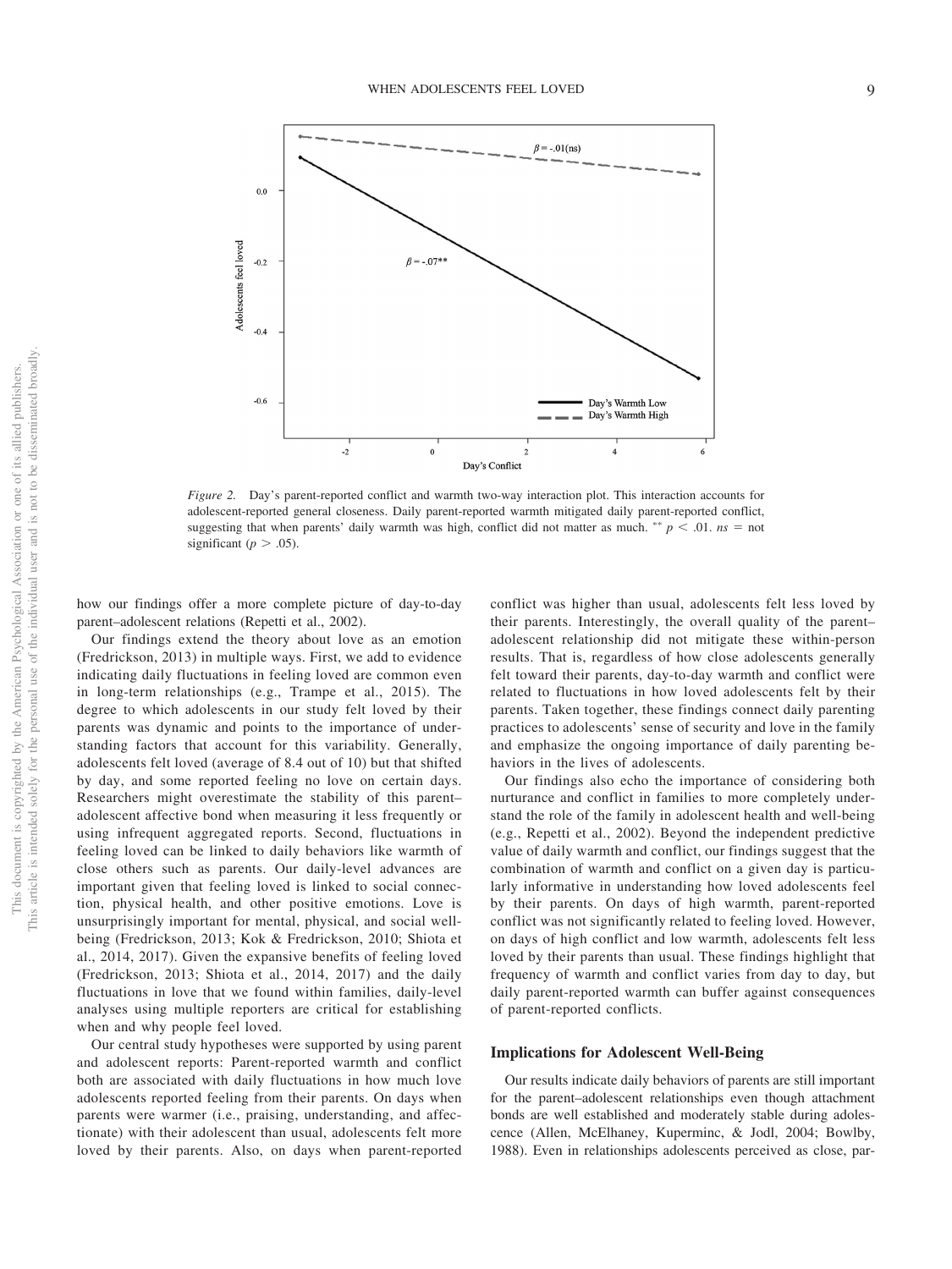*Figure 2.* Day's parent-reported conflict and warmth two-way interaction plot. This interaction accounts for adolescent-reported general closeness. Daily parent-reported warmth mitigated daily parent-reported conflict, suggesting that when parents' daily warmth was high, conflict did not matter as much. $^{**}$ $p < .01$. *ns* = not significant ($p > .05$).

how our findings offer a more complete picture of day-to-day parent–adolescent relations (Repetti et al., 2002).

Our findings extend the theory about love as an emotion (Fredrickson, 2013) in multiple ways. First, we add to evidence indicating daily fluctuations in feeling loved are common even in long-term relationships (e.g., Trampe et al., 2015). The degree to which adolescents in our study felt loved by their parents was dynamic and points to the importance of understanding factors that account for this variability. Generally, adolescents felt loved (average of 8.4 out of 10) but that shifted by day, and some reported feeling no love on certain days. Researchers might overestimate the stability of this parent–adolescent affective bond when measuring it less frequently or using infrequent aggregated reports. Second, fluctuations in feeling loved can be linked to daily behaviors like warmth of close others such as parents. Our daily-level advances are important given that feeling loved is linked to social connection, physical health, and other positive emotions. Love is unsurprisingly important for mental, physical, and social well-being (Fredrickson, 2013; Kok & Fredrickson, 2010; Shiota et al., 2014, 2017). Given the expansive benefits of feeling loved (Fredrickson, 2013; Shiota et al., 2014, 2017) and the daily fluctuations in love that we found within families, daily-level analyses using multiple reporters are critical for establishing when and why people feel loved.

Our central study hypotheses were supported by using parent and adolescent reports: Parent-reported warmth and conflict both are associated with daily fluctuations in how much love adolescents reported feeling from their parents. On days when parents were warmer (i.e., praising, understanding, and affectionate) with their adolescent than usual, adolescents felt more loved by their parents. Also, on days when parent-reported conflict was higher than usual, adolescents felt less loved by their parents. Interestingly, the overall quality of the parent–adolescent relationship did not mitigate these within-person results. That is, regardless of how close adolescents generally felt toward their parents, day-to-day warmth and conflict were related to fluctuations in how loved adolescents felt by their parents. Taken together, these findings connect daily parenting practices to adolescents' sense of security and love in the family and emphasize the ongoing importance of daily parenting behaviors in the lives of adolescents.

Our findings also echo the importance of considering both nurturance and conflict in families to more completely understand the role of the family in adolescent health and well-being (e.g., Repetti et al., 2002). Beyond the independent predictive value of daily warmth and conflict, our findings suggest that the combination of warmth and conflict on a given day is particularly informative in understanding how loved adolescents feel by their parents. On days of high warmth, parent-reported conflict was not significantly related to feeling loved. However, on days of high conflict and low warmth, adolescents felt less loved by their parents than usual. These findings highlight that frequency of warmth and conflict varies from day to day, but daily parent-reported warmth can buffer against consequences of parent-reported conflicts.

## Implications for Adolescent Well-Being

Our results indicate daily behaviors of parents are still important for the parent–adolescent relationships even though attachment bonds are well established and moderately stable during adolescence (Allen, McElhaney, Kuperminc, & Jodl, 2004; Bowlby, 1988). Even in relationships adolescents perceived as close, par-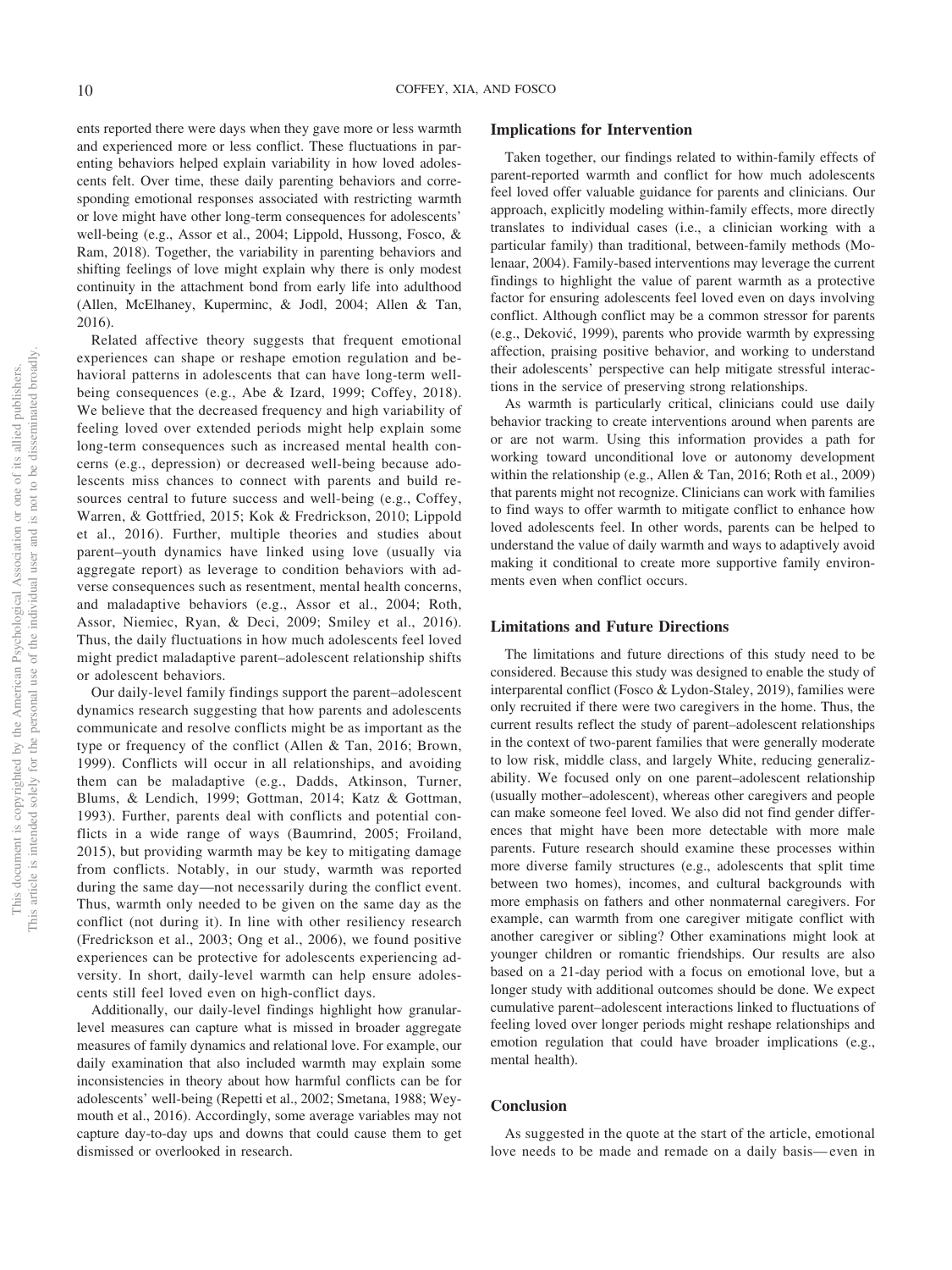ents reported there were days when they gave more or less warmth and experienced more or less conflict. These fluctuations in parenting behaviors helped explain variability in how loved adolescents felt. Over time, these daily parenting behaviors and corresponding emotional responses associated with restricting warmth or love might have other long-term consequences for adolescents' well-being (e.g., Assor et al., 2004; Lippold, Hussong, Fosco, & Ram, 2018). Together, the variability in parenting behaviors and shifting feelings of love might explain why there is only modest continuity in the attachment bond from early life into adulthood (Allen, McElhaney, Kuperminc, & Jodl, 2004; Allen & Tan, 2016).

Related affective theory suggests that frequent emotional experiences can shape or reshape emotion regulation and behavioral patterns in adolescents that can have long-term well-being consequences (e.g., Abe & Izard, 1999; Coffey, 2018). We believe that the decreased frequency and high variability of feeling loved over extended periods might help explain some long-term consequences such as increased mental health concerns (e.g., depression) or decreased well-being because adolescents miss chances to connect with parents and build resources central to future success and well-being (e.g., Coffey, Warren, & Gottfried, 2015; Kok & Fredrickson, 2010; Lippold et al., 2016). Further, multiple theories and studies about parent–youth dynamics have linked using love (usually via aggregate report) as leverage to condition behaviors with adverse consequences such as resentment, mental health concerns, and maladaptive behaviors (e.g., Assor et al., 2004; Roth, Assor, Niemiec, Ryan, & Deci, 2009; Smiley et al., 2016). Thus, the daily fluctuations in how much adolescents feel loved might predict maladaptive parent–adolescent relationship shifts or adolescent behaviors.

Our daily-level family findings support the parent–adolescent dynamics research suggesting that how parents and adolescents communicate and resolve conflicts might be as important as the type or frequency of the conflict (Allen & Tan, 2016; Brown, 1999). Conflicts will occur in all relationships, and avoiding them can be maladaptive (e.g., Dadds, Atkinson, Turner, Blums, & Lendich, 1999; Gottman, 2014; Katz & Gottman, 1993). Further, parents deal with conflicts and potential conflicts in a wide range of ways (Baumrind, 2005; Froiland, 2015), but providing warmth may be key to mitigating damage from conflicts. Notably, in our study, warmth was reported during the same day—not necessarily during the conflict event. Thus, warmth only needed to be given on the same day as the conflict (not during it). In line with other resiliency research (Fredrickson et al., 2003; Ong et al., 2006), we found positive experiences can be protective for adolescents experiencing adversity. In short, daily-level warmth can help ensure adolescents still feel loved even on high-conflict days.

Additionally, our daily-level findings highlight how granular-level measures can capture what is missed in broader aggregate measures of family dynamics and relational love. For example, our daily examination that also included warmth may explain some inconsistencies in theory about how harmful conflicts can be for adolescents' well-being (Repetti et al., 2002; Smetana, 1988; Weymouth et al., 2016). Accordingly, some average variables may not capture day-to-day ups and downs that could cause them to get dismissed or overlooked in research.

## Implications for Intervention

Taken together, our findings related to within-family effects of parent-reported warmth and conflict for how much adolescents feel loved offer valuable guidance for parents and clinicians. Our approach, explicitly modeling within-family effects, more directly translates to individual cases (i.e., a clinician working with a particular family) than traditional, between-family methods (Molenaar, 2004). Family-based interventions may leverage the current findings to highlight the value of parent warmth as a protective factor for ensuring adolescents feel loved even on days involving conflict. Although conflict may be a common stressor for parents (e.g., Deković, 1999), parents who provide warmth by expressing affection, praising positive behavior, and working to understand their adolescents' perspective can help mitigate stressful interactions in the service of preserving strong relationships.

As warmth is particularly critical, clinicians could use daily behavior tracking to create interventions around when parents are or are not warm. Using this information provides a path for working toward unconditional love or autonomy development within the relationship (e.g., Allen & Tan, 2016; Roth et al., 2009) that parents might not recognize. Clinicians can work with families to find ways to offer warmth to mitigate conflict to enhance how loved adolescents feel. In other words, parents can be helped to understand the value of daily warmth and ways to adaptively avoid making it conditional to create more supportive family environments even when conflict occurs.

## Limitations and Future Directions

The limitations and future directions of this study need to be considered. Because this study was designed to enable the study of interparental conflict (Fosco & Lydon-Staley, 2019), families were only recruited if there were two caregivers in the home. Thus, the current results reflect the study of parent–adolescent relationships in the context of two-parent families that were generally moderate to low risk, middle class, and largely White, reducing generalizability. We focused only on one parent–adolescent relationship (usually mother–adolescent), whereas other caregivers and people can make someone feel loved. We also did not find gender differences that might have been more detectable with more male parents. Future research should examine these processes within more diverse family structures (e.g., adolescents that split time between two homes), incomes, and cultural backgrounds with more emphasis on fathers and other nonmaternal caregivers. For example, can warmth from one caregiver mitigate conflict with another caregiver or sibling? Other examinations might look at younger children or romantic friendships. Our results are also based on a 21-day period with a focus on emotional love, but a longer study with additional outcomes should be done. We expect cumulative parent–adolescent interactions linked to fluctuations of feeling loved over longer periods might reshape relationships and emotion regulation that could have broader implications (e.g., mental health).

## Conclusion

As suggested in the quote at the start of the article, emotional love needs to be made and remade on a daily basis—even in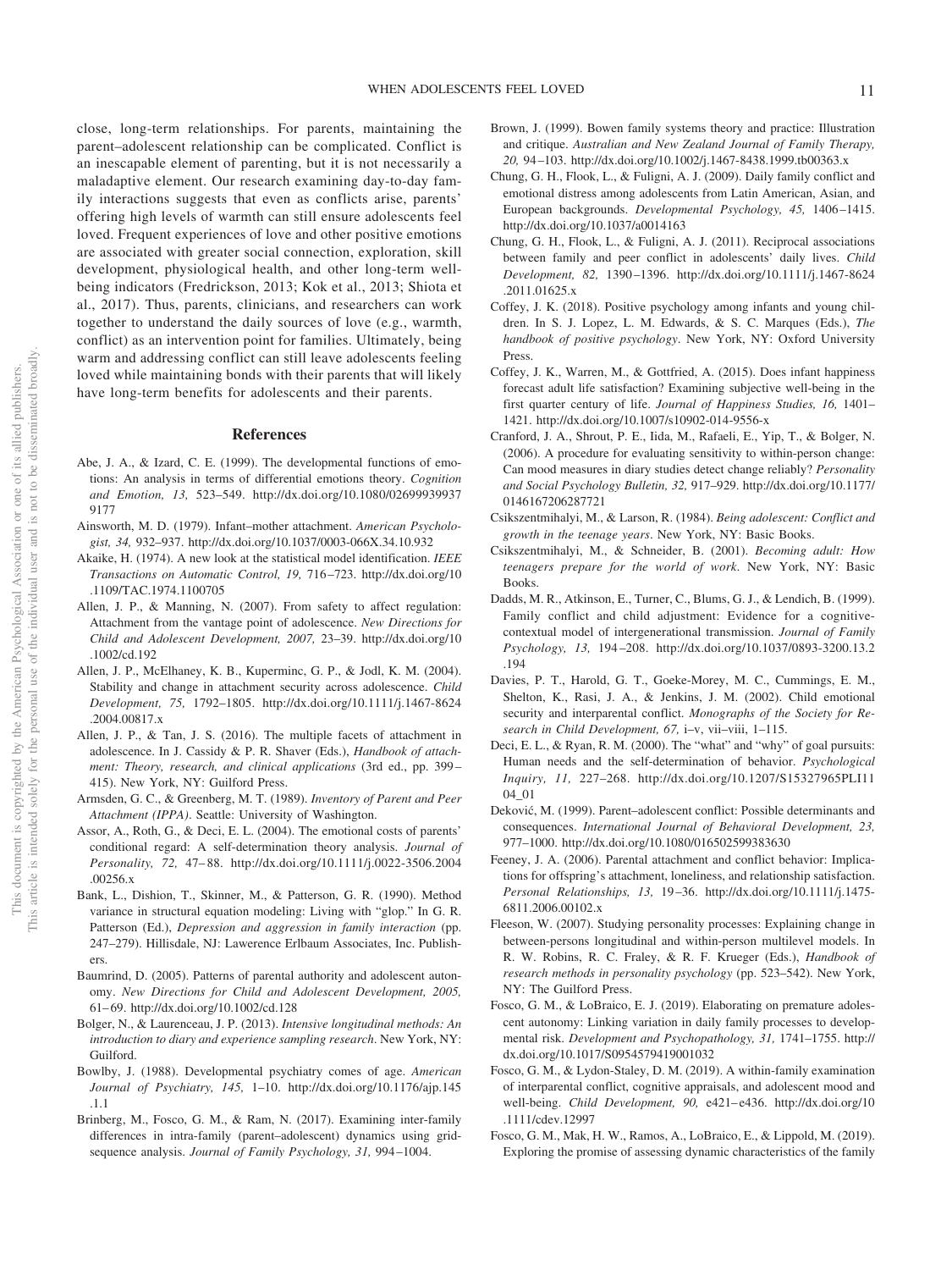close, long-term relationships. For parents, maintaining the parent–adolescent relationship can be complicated. Conflict is an inescapable element of parenting, but it is not necessarily a maladaptive element. Our research examining day-to-day family interactions suggests that even as conflicts arise, parents' offering high levels of warmth can still ensure adolescents feel loved. Frequent experiences of love and other positive emotions are associated with greater social connection, exploration, skill development, physiological health, and other long-term well-being indicators (Fredrickson, 2013; Kok et al., 2013; Shiota et al., 2017). Thus, parents, clinicians, and researchers can work together to understand the daily sources of love (e.g., warmth, conflict) as an intervention point for families. Ultimately, being warm and addressing conflict can still leave adolescents feeling loved while maintaining bonds with their parents that will likely have long-term benefits for adolescents and their parents.

## References

Abe, J. A., & Izard, C. E. (1999). The developmental functions of emotions: An analysis in terms of differential emotions theory. *Cognition and Emotion, 13,* 523–549. http://dx.doi.org/10.1080/026999399379177

Ainsworth, M. D. (1979). Infant–mother attachment. *American Psychologist, 34,* 932–937. http://dx.doi.org/10.1037/0003-066X.34.10.932

Akaike, H. (1974). A new look at the statistical model identification. *IEEE Transactions on Automatic Control, 19,* 716–723. http://dx.doi.org/10.1109/TAC.1974.1100705

Allen, J. P., & Manning, N. (2007). From safety to affect regulation: Attachment from the vantage point of adolescence. *New Directions for Child and Adolescent Development, 2007,* 23–39. http://dx.doi.org/10.1002/cd.192

Allen, J. P., McElhaney, K. B., Kuperminc, G. P., & Jodl, K. M. (2004). Stability and change in attachment security across adolescence. *Child Development, 75,* 1792–1805. http://dx.doi.org/10.1111/j.1467-8624.2004.00817.x

Allen, J. P., & Tan, J. S. (2016). The multiple facets of attachment in adolescence. In J. Cassidy & P. R. Shaver (Eds.), *Handbook of attachment: Theory, research, and clinical applications* (3rd ed., pp. 399–415). New York, NY: Guilford Press.

Armsden, G. C., & Greenberg, M. T. (1989). *Inventory of Parent and Peer Attachment (IPPA)*. Seattle: University of Washington.

Assor, A., Roth, G., & Deci, E. L. (2004). The emotional costs of parents' conditional regard: A self-determination theory analysis. *Journal of Personality, 72,* 47–88. http://dx.doi.org/10.1111/j.0022-3506.2004.00256.x

Bank, L., Dishion, T., Skinner, M., & Patterson, G. R. (1990). Method variance in structural equation modeling: Living with "glop." In G. R. Patterson (Ed.), *Depression and aggression in family interaction* (pp. 247–279). Hillsdale, NJ: Lawerence Erlbaum Associates, Inc. Publishers.

Baumrind, D. (2005). Patterns of parental authority and adolescent autonomy. *New Directions for Child and Adolescent Development, 2005,* 61–69. http://dx.doi.org/10.1002/cd.128

Bolger, N., & Laurenceau, J. P. (2013). *Intensive longitudinal methods: An introduction to diary and experience sampling research*. New York, NY: Guilford.

Bowlby, J. (1988). Developmental psychiatry comes of age. *American Journal of Psychiatry, 145,* 1–10. http://dx.doi.org/10.1176/ajp.145.1.1

Brinberg, M., Fosco, G. M., & Ram, N. (2017). Examining inter-family differences in intra-family (parent–adolescent) dynamics using grid-sequence analysis. *Journal of Family Psychology, 31,* 994–1004.

Brown, J. (1999). Bowen family systems theory and practice: Illustration and critique. *Australian and New Zealand Journal of Family Therapy, 20,* 94–103. http://dx.doi.org/10.1002/j.1467-8438.1999.tb00363.x

Chung, G. H., Flook, L., & Fuligni, A. J. (2009). Daily family conflict and emotional distress among adolescents from Latin American, Asian, and European backgrounds. *Developmental Psychology, 45,* 1406–1415. http://dx.doi.org/10.1037/a0014163

Chung, G. H., Flook, L., & Fuligni, A. J. (2011). Reciprocal associations between family and peer conflict in adolescents' daily lives. *Child Development, 82,* 1390–1396. http://dx.doi.org/10.1111/j.1467-8624.2011.01625.x

Coffey, J. K. (2018). Positive psychology among infants and young children. In S. J. Lopez, L. M. Edwards, & S. C. Marques (Eds.), *The handbook of positive psychology*. New York, NY: Oxford University Press.

Coffey, J. K., Warren, M., & Gottfried, A. (2015). Does infant happiness forecast adult life satisfaction? Examining subjective well-being in the first quarter century of life. *Journal of Happiness Studies, 16,* 1401–1421. http://dx.doi.org/10.1007/s10902-014-9556-x

Cranford, J. A., Shrout, P. E., Iida, M., Rafaeli, E., Yip, T., & Bolger, N. (2006). A procedure for evaluating sensitivity to within-person change: Can mood measures in diary studies detect change reliably? *Personality and Social Psychology Bulletin, 32,* 917–929. http://dx.doi.org/10.1177/0146167206287721

Csikszentmihalyi, M., & Larson, R. (1984). *Being adolescent: Conflict and growth in the teenage years*. New York, NY: Basic Books.

Csikszentmihalyi, M., & Schneider, B. (2001). *Becoming adult: How teenagers prepare for the world of work*. New York, NY: Basic Books.

Dadds, M. R., Atkinson, E., Turner, C., Blums, G. J., & Lendich, B. (1999). Family conflict and child adjustment: Evidence for a cognitive-contextual model of intergenerational transmission. *Journal of Family Psychology, 13,* 194–208. http://dx.doi.org/10.1037/0893-3200.13.2.194

Davies, P. T., Harold, G. T., Goeke-Morey, M. C., Cummings, E. M., Shelton, K., Rasi, J. A., & Jenkins, J. M. (2002). Child emotional security and interparental conflict. *Monographs of the Society for Research in Child Development, 67,* i–v, vii–viii, 1–115.

Deci, E. L., & Ryan, R. M. (2000). The "what" and "why" of goal pursuits: Human needs and the self-determination of behavior. *Psychological Inquiry, 11,* 227–268. http://dx.doi.org/10.1207/S15327965PLI1104_01

Deković, M. (1999). Parent–adolescent conflict: Possible determinants and consequences. *International Journal of Behavioral Development, 23,* 977–1000. http://dx.doi.org/10.1080/016502599383630

Feeney, J. A. (2006). Parental attachment and conflict behavior: Implications for offspring's attachment, loneliness, and relationship satisfaction. *Personal Relationships, 13,* 19–36. http://dx.doi.org/10.1111/j.1475-6811.2006.00102.x

Fleeson, W. (2007). Studying personality processes: Explaining change in between-persons longitudinal and within-person multilevel models. In R. W. Robins, R. C. Fraley, & R. F. Krueger (Eds.), *Handbook of research methods in personality psychology* (pp. 523–542). New York, NY: The Guilford Press.

Fosco, G. M., & LoBraico, E. J. (2019). Elaborating on premature adolescent autonomy: Linking variation in daily family processes to developmental risk. *Development and Psychopathology, 31,* 1741–1755. http://dx.doi.org/10.1017/S0954579419001032

Fosco, G. M., & Lydon-Staley, D. M. (2019). A within-family examination of interparental conflict, cognitive appraisals, and adolescent mood and well-being. *Child Development, 90,* e421–e436. http://dx.doi.org/10.1111/cdev.12997

Fosco, G. M., Mak, H. W., Ramos, A., LoBraico, E., & Lippold, M. (2019). Exploring the promise of assessing dynamic characteristics of the family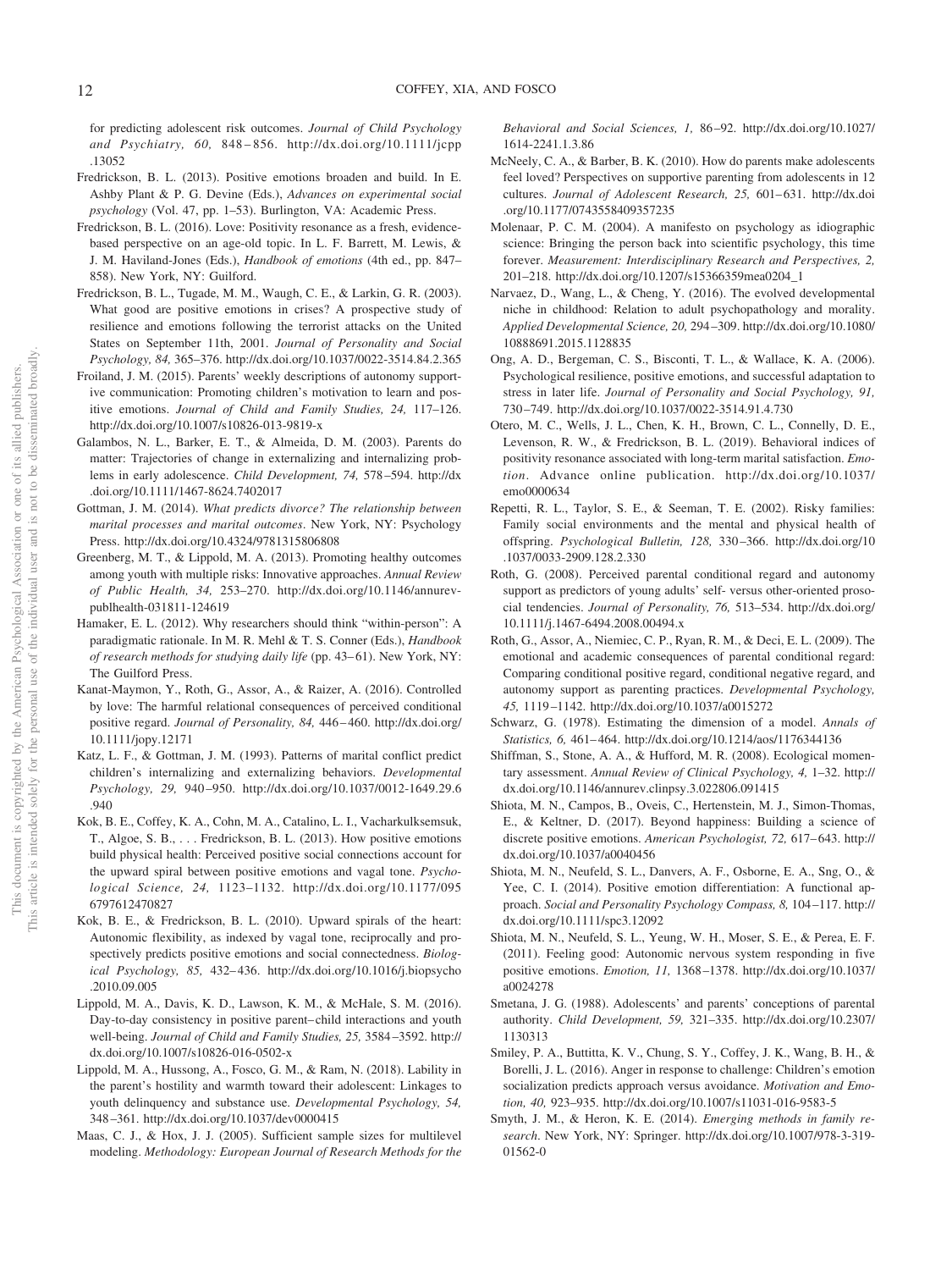for predicting adolescent risk outcomes. *Journal of Child Psychology and Psychiatry, 60,* 848–856. http://dx.doi.org/10.1111/jcpp.13052

Fredrickson, B. L. (2013). Positive emotions broaden and build. In E. Ashby Plant & P. G. Devine (Eds.), *Advances on experimental social psychology* (Vol. 47, pp. 1–53). Burlington, VA: Academic Press.

Fredrickson, B. L. (2016). Love: Positivity resonance as a fresh, evidence-based perspective on an age-old topic. In L. F. Barrett, M. Lewis, & J. M. Haviland-Jones (Eds.), *Handbook of emotions* (4th ed., pp. 847–858). New York, NY: Guilford.

Fredrickson, B. L., Tugade, M. M., Waugh, C. E., & Larkin, G. R. (2003). What good are positive emotions in crises? A prospective study of resilience and emotions following the terrorist attacks on the United States on September 11th, 2001. *Journal of Personality and Social Psychology, 84,* 365–376. http://dx.doi.org/10.1037/0022-3514.84.2.365

Froiland, J. M. (2015). Parents' weekly descriptions of autonomy supportive communication: Promoting children's motivation to learn and positive emotions. *Journal of Child and Family Studies, 24,* 117–126. http://dx.doi.org/10.1007/s10826-013-9819-x

Galambos, N. L., Barker, E. T., & Almeida, D. M. (2003). Parents do matter: Trajectories of change in externalizing and internalizing problems in early adolescence. *Child Development, 74,* 578–594. http://dx.doi.org/10.1111/1467-8624.7402017

Gottman, J. M. (2014). *What predicts divorce? The relationship between marital processes and marital outcomes*. New York, NY: Psychology Press. http://dx.doi.org/10.4324/9781315806808

Greenberg, M. T., & Lippold, M. A. (2013). Promoting healthy outcomes among youth with multiple risks: Innovative approaches. *Annual Review of Public Health, 34,* 253–270. http://dx.doi.org/10.1146/annurev-publhealth-031811-124619

Hamaker, E. L. (2012). Why researchers should think "within-person": A paradigmatic rationale. In M. R. Mehl & T. S. Conner (Eds.), *Handbook of research methods for studying daily life* (pp. 43–61). New York, NY: The Guilford Press.

Kanat-Maymon, Y., Roth, G., Assor, A., & Raizer, A. (2016). Controlled by love: The harmful relational consequences of perceived conditional positive regard. *Journal of Personality, 84,* 446–460. http://dx.doi.org/10.1111/jopy.12171

Katz, L. F., & Gottman, J. M. (1993). Patterns of marital conflict predict children's internalizing and externalizing behaviors. *Developmental Psychology, 29,* 940–950. http://dx.doi.org/10.1037/0012-1649.29.6.940

Kok, B. E., Coffey, K. A., Cohn, M. A., Catalino, L. I., Vacharkulksemsuk, T., Algoe, S. B., . . . Fredrickson, B. L. (2013). How positive emotions build physical health: Perceived positive social connections account for the upward spiral between positive emotions and vagal tone. *Psychological Science, 24,* 1123–1132. http://dx.doi.org/10.1177/0956797612470827

Kok, B. E., & Fredrickson, B. L. (2010). Upward spirals of the heart: Autonomic flexibility, as indexed by vagal tone, reciprocally and prospectively predicts positive emotions and social connectedness. *Biological Psychology, 85,* 432–436. http://dx.doi.org/10.1016/j.biopsycho.2010.09.005

Lippold, M. A., Davis, K. D., Lawson, K. M., & McHale, S. M. (2016). Day-to-day consistency in positive parent–child interactions and youth well-being. *Journal of Child and Family Studies, 25,* 3584–3592. http://dx.doi.org/10.1007/s10826-016-0502-x

Lippold, M. A., Hussong, A., Fosco, G. M., & Ram, N. (2018). Lability in the parent's hostility and warmth toward their adolescent: Linkages to youth delinquency and substance use. *Developmental Psychology, 54,* 348–361. http://dx.doi.org/10.1037/dev0000415

Maas, C. J., & Hox, J. J. (2005). Sufficient sample sizes for multilevel modeling. *Methodology: European Journal of Research Methods for the Behavioral and Social Sciences, 1,* 86–92. http://dx.doi.org/10.1027/1614-2241.1.3.86

McNeely, C. A., & Barber, B. K. (2010). How do parents make adolescents feel loved? Perspectives on supportive parenting from adolescents in 12 cultures. *Journal of Adolescent Research, 25,* 601–631. http://dx.doi.org/10.1177/0743558409357235

Molenaar, P. C. M. (2004). A manifesto on psychology as idiographic science: Bringing the person back into scientific psychology, this time forever. *Measurement: Interdisciplinary Research and Perspectives, 2,* 201–218. http://dx.doi.org/10.1207/s15366359mea0204_1

Narvaez, D., Wang, L., & Cheng, Y. (2016). The evolved developmental niche in childhood: Relation to adult psychopathology and morality. *Applied Developmental Science, 20,* 294–309. http://dx.doi.org/10.1080/10888691.2015.1128835

Ong, A. D., Bergeman, C. S., Bisconti, T. L., & Wallace, K. A. (2006). Psychological resilience, positive emotions, and successful adaptation to stress in later life. *Journal of Personality and Social Psychology, 91,* 730–749. http://dx.doi.org/10.1037/0022-3514.91.4.730

Otero, M. C., Wells, J. L., Chen, K. H., Brown, C. L., Connelly, D. E., Levenson, R. W., & Fredrickson, B. L. (2019). Behavioral indices of positivity resonance associated with long-term marital satisfaction. *Emotion*. Advance online publication. http://dx.doi.org/10.1037/emo0000634

Repetti, R. L., Taylor, S. E., & Seeman, T. E. (2002). Risky families: Family social environments and the mental and physical health of offspring. *Psychological Bulletin, 128,* 330–366. http://dx.doi.org/10.1037/0033-2909.128.2.330

Roth, G. (2008). Perceived parental conditional regard and autonomy support as predictors of young adults' self- versus other-oriented prosocial tendencies. *Journal of Personality, 76,* 513–534. http://dx.doi.org/10.1111/j.1467-6494.2008.00494.x

Roth, G., Assor, A., Niemiec, C. P., Ryan, R. M., & Deci, E. L. (2009). The emotional and academic consequences of parental conditional regard: Comparing conditional positive regard, conditional negative regard, and autonomy support as parenting practices. *Developmental Psychology, 45,* 1119–1142. http://dx.doi.org/10.1037/a0015272

Schwarz, G. (1978). Estimating the dimension of a model. *Annals of Statistics, 6,* 461–464. http://dx.doi.org/10.1214/aos/1176344136

Shiffman, S., Stone, A. A., & Hufford, M. R. (2008). Ecological momentary assessment. *Annual Review of Clinical Psychology, 4,* 1–32. http://dx.doi.org/10.1146/annurev.clinpsy.3.022806.091415

Shiota, M. N., Campos, B., Oveis, C., Hertenstein, M. J., Simon-Thomas, E., & Keltner, D. (2017). Beyond happiness: Building a science of discrete positive emotions. *American Psychologist, 72,* 617–643. http://dx.doi.org/10.1037/a0040456

Shiota, M. N., Neufeld, S. L., Danvers, A. F., Osborne, E. A., Sng, O., & Yee, C. I. (2014). Positive emotion differentiation: A functional approach. *Social and Personality Psychology Compass, 8,* 104–117. http://dx.doi.org/10.1111/spc3.12092

Shiota, M. N., Neufeld, S. L., Yeung, W. H., Moser, S. E., & Perea, E. F. (2011). Feeling good: Autonomic nervous system responding in five positive emotions. *Emotion, 11,* 1368–1378. http://dx.doi.org/10.1037/a0024278

Smetana, J. G. (1988). Adolescents' and parents' conceptions of parental authority. *Child Development, 59,* 321–335. http://dx.doi.org/10.2307/1130313

Smiley, P. A., Buttitta, K. V., Chung, S. Y., Coffey, J. K., Wang, B. H., & Borelli, J. L. (2016). Anger in response to challenge: Children's emotion socialization predicts approach versus avoidance. *Motivation and Emotion, 40,* 923–935. http://dx.doi.org/10.1007/s11031-016-9583-5

Smyth, J. M., & Heron, K. E. (2014). *Emerging methods in family research*. New York, NY: Springer. http://dx.doi.org/10.1007/978-3-319-01562-0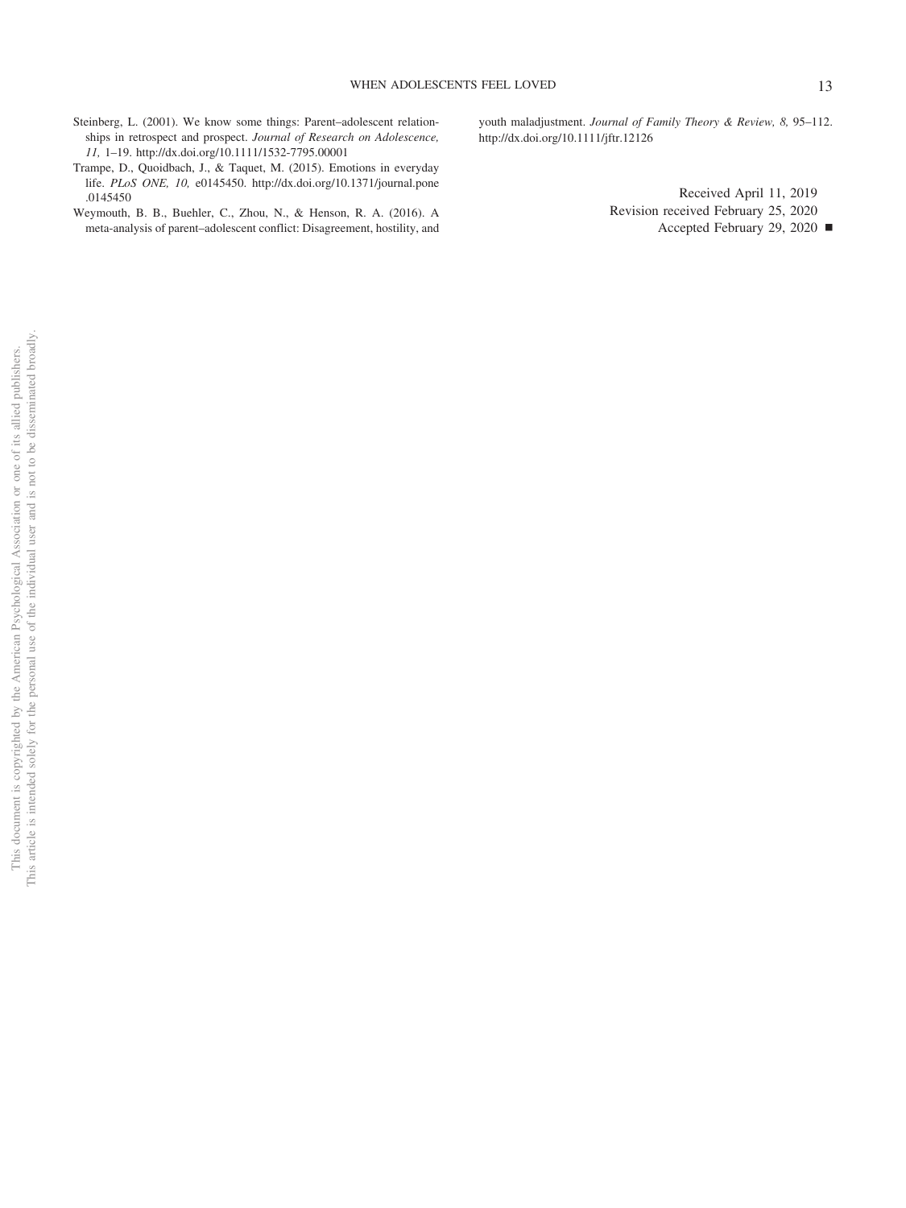Steinberg, L. (2001). We know some things: Parent–adolescent relationships in retrospect and prospect. *Journal of Research on Adolescence, 11,* 1–19. http://dx.doi.org/10.1111/1532-7795.00001

Trampe, D., Quoidbach, J., & Taquet, M. (2015). Emotions in everyday life. *PLoS ONE, 10,* e0145450. http://dx.doi.org/10.1371/journal.pone.0145450

Weymouth, B. B., Buehler, C., Zhou, N., & Henson, R. A. (2016). A meta-analysis of parent–adolescent conflict: Disagreement, hostility, and youth maladjustment. *Journal of Family Theory & Review, 8,* 95–112. http://dx.doi.org/10.1111/jftr.12126

Received April 11, 2019
Revision received February 25, 2020
Accepted February 29, 2020 ■